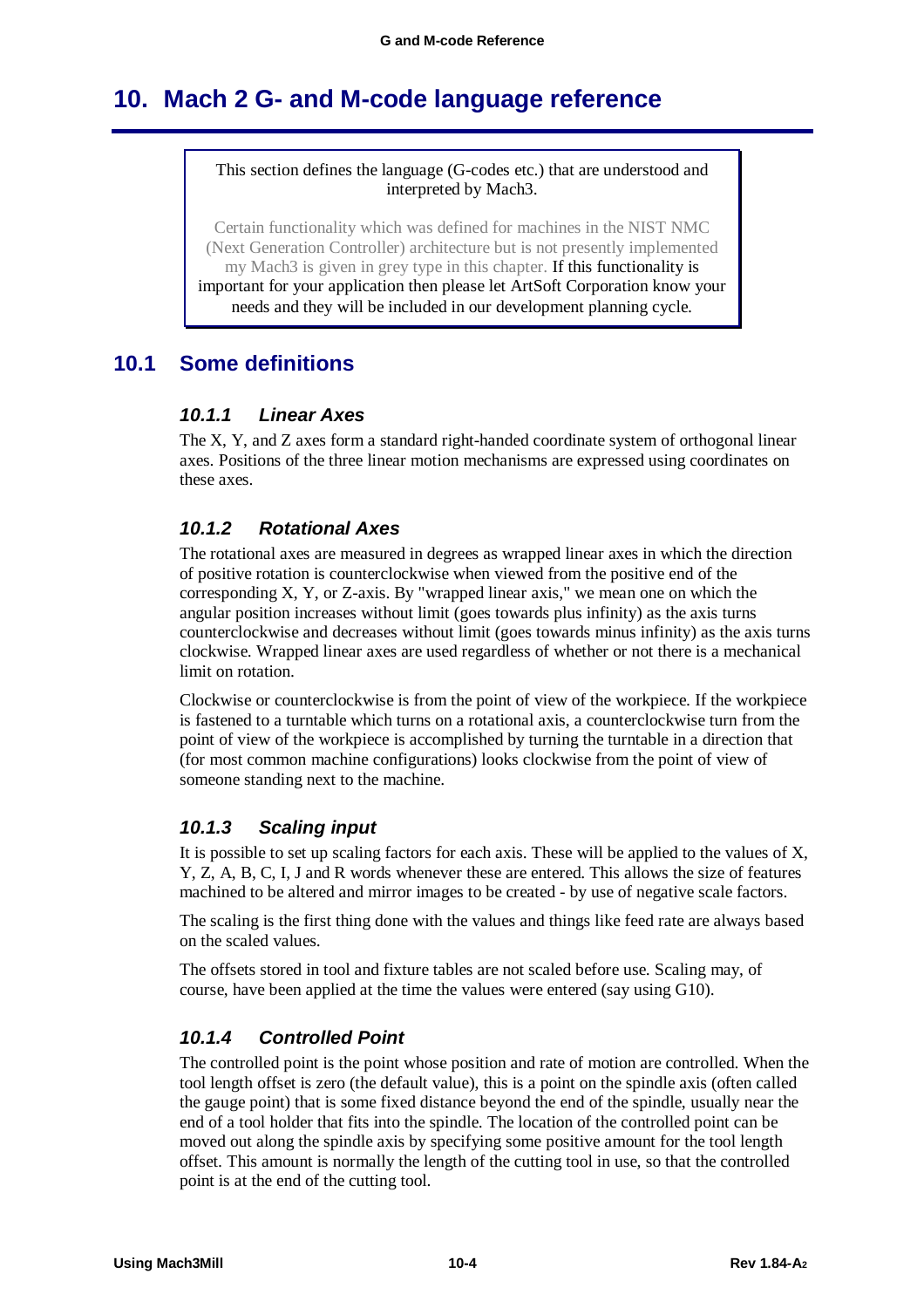# 10. Mach 2 G- and M-code language reference

> This section defines the language (G-codes etc.) that are understood and interpreted by Mach3.
>
> Certain functionality which was defined for machines in the NIST NMC (Next Generation Controller) architecture but is not presently implemented my Mach3 is given in grey type in this chapter. If this functionality is important for your application then please let ArtSoft Corporation know your needs and they will be included in our development planning cycle.

## 10.1 Some definitions

### 10.1.1 Linear Axes

The X, Y, and Z axes form a standard right-handed coordinate system of orthogonal linear axes. Positions of the three linear motion mechanisms are expressed using coordinates on these axes.

### 10.1.2 Rotational Axes

The rotational axes are measured in degrees as wrapped linear axes in which the direction of positive rotation is counterclockwise when viewed from the positive end of the corresponding X, Y, or Z-axis. By "wrapped linear axis," we mean one on which the angular position increases without limit (goes towards plus infinity) as the axis turns counterclockwise and decreases without limit (goes towards minus infinity) as the axis turns clockwise. Wrapped linear axes are used regardless of whether or not there is a mechanical limit on rotation.

Clockwise or counterclockwise is from the point of view of the workpiece. If the workpiece is fastened to a turntable which turns on a rotational axis, a counterclockwise turn from the point of view of the workpiece is accomplished by turning the turntable in a direction that (for most common machine configurations) looks clockwise from the point of view of someone standing next to the machine.

### 10.1.3 Scaling input

It is possible to set up scaling factors for each axis. These will be applied to the values of X, Y, Z, A, B, C, I, J and R words whenever these are entered. This allows the size of features machined to be altered and mirror images to be created - by use of negative scale factors.

The scaling is the first thing done with the values and things like feed rate are always based on the scaled values.

The offsets stored in tool and fixture tables are not scaled before use. Scaling may, of course, have been applied at the time the values were entered (say using G10).

### 10.1.4 Controlled Point

The controlled point is the point whose position and rate of motion are controlled. When the tool length offset is zero (the default value), this is a point on the spindle axis (often called the gauge point) that is some fixed distance beyond the end of the spindle, usually near the end of a tool holder that fits into the spindle. The location of the controlled point can be moved out along the spindle axis by specifying some positive amount for the tool length offset. This amount is normally the length of the cutting tool in use, so that the controlled point is at the end of the cutting tool.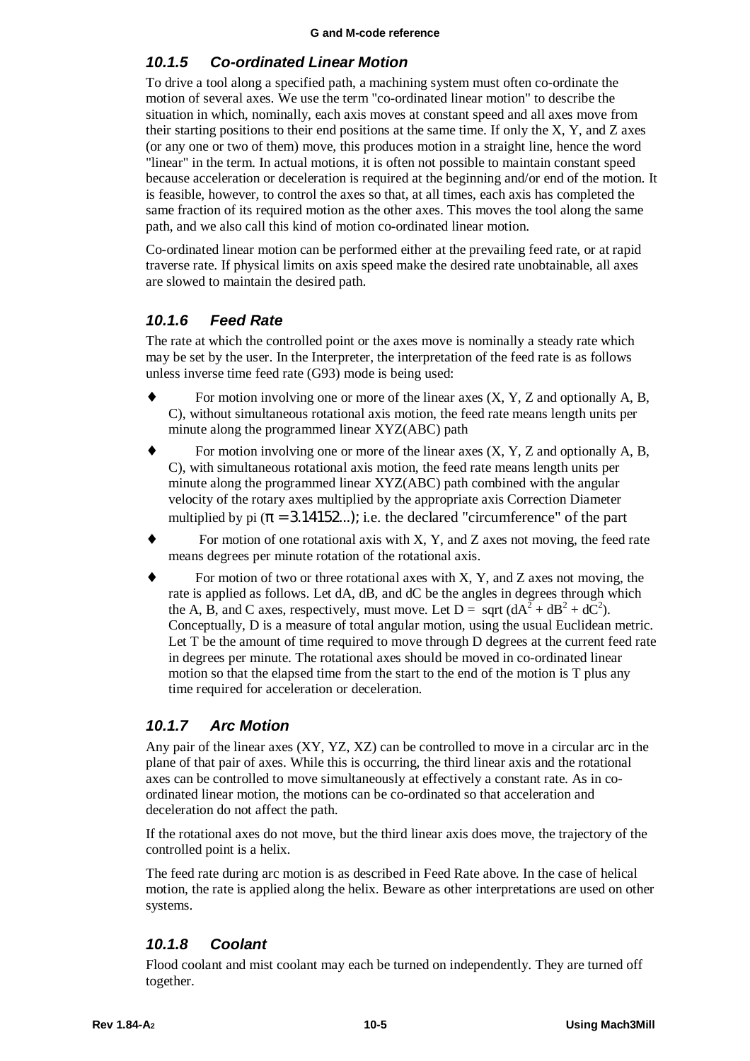### 10.1.5 Co-ordinated Linear Motion

To drive a tool along a specified path, a machining system must often co-ordinate the motion of several axes. We use the term "co-ordinated linear motion" to describe the situation in which, nominally, each axis moves at constant speed and all axes move from their starting positions to their end positions at the same time. If only the X, Y, and Z axes (or any one or two of them) move, this produces motion in a straight line, hence the word "linear" in the term. In actual motions, it is often not possible to maintain constant speed because acceleration or deceleration is required at the beginning and/or end of the motion. It is feasible, however, to control the axes so that, at all times, each axis has completed the same fraction of its required motion as the other axes. This moves the tool along the same path, and we also call this kind of motion co-ordinated linear motion.

Co-ordinated linear motion can be performed either at the prevailing feed rate, or at rapid traverse rate. If physical limits on axis speed make the desired rate unobtainable, all axes are slowed to maintain the desired path.

### 10.1.6 Feed Rate

The rate at which the controlled point or the axes move is nominally a steady rate which may be set by the user. In the Interpreter, the interpretation of the feed rate is as follows unless inverse time feed rate (G93) mode is being used:

- For motion involving one or more of the linear axes (X, Y, Z and optionally A, B, C), without simultaneous rotational axis motion, the feed rate means length units per minute along the programmed linear XYZ(ABC) path
- For motion involving one or more of the linear axes (X, Y, Z and optionally A, B, C), with simultaneous rotational axis motion, the feed rate means length units per minute along the programmed linear XYZ(ABC) path combined with the angular velocity of the rotary axes multiplied by the appropriate axis Correction Diameter multiplied by pi ($\pi = 3.14152...$); i.e. the declared "circumference" of the part
- For motion of one rotational axis with X, Y, and Z axes not moving, the feed rate means degrees per minute rotation of the rotational axis.
- For motion of two or three rotational axes with X, Y, and Z axes not moving, the rate is applied as follows. Let dA, dB, and dC be the angles in degrees through which the A, B, and C axes, respectively, must move. Let $D = \text{sqrt}(dA^2 + dB^2 + dC^2)$. Conceptually, D is a measure of total angular motion, using the usual Euclidean metric. Let T be the amount of time required to move through D degrees at the current feed rate in degrees per minute. The rotational axes should be moved in co-ordinated linear motion so that the elapsed time from the start to the end of the motion is T plus any time required for acceleration or deceleration.

### 10.1.7 Arc Motion

Any pair of the linear axes (XY, YZ, XZ) can be controlled to move in a circular arc in the plane of that pair of axes. While this is occurring, the third linear axis and the rotational axes can be controlled to move simultaneously at effectively a constant rate. As in co-ordinated linear motion, the motions can be co-ordinated so that acceleration and deceleration do not affect the path.

If the rotational axes do not move, but the third linear axis does move, the trajectory of the controlled point is a helix.

The feed rate during arc motion is as described in Feed Rate above. In the case of helical motion, the rate is applied along the helix. Beware as other interpretations are used on other systems.

### 10.1.8 Coolant

Flood coolant and mist coolant may each be turned on independently. They are turned off together.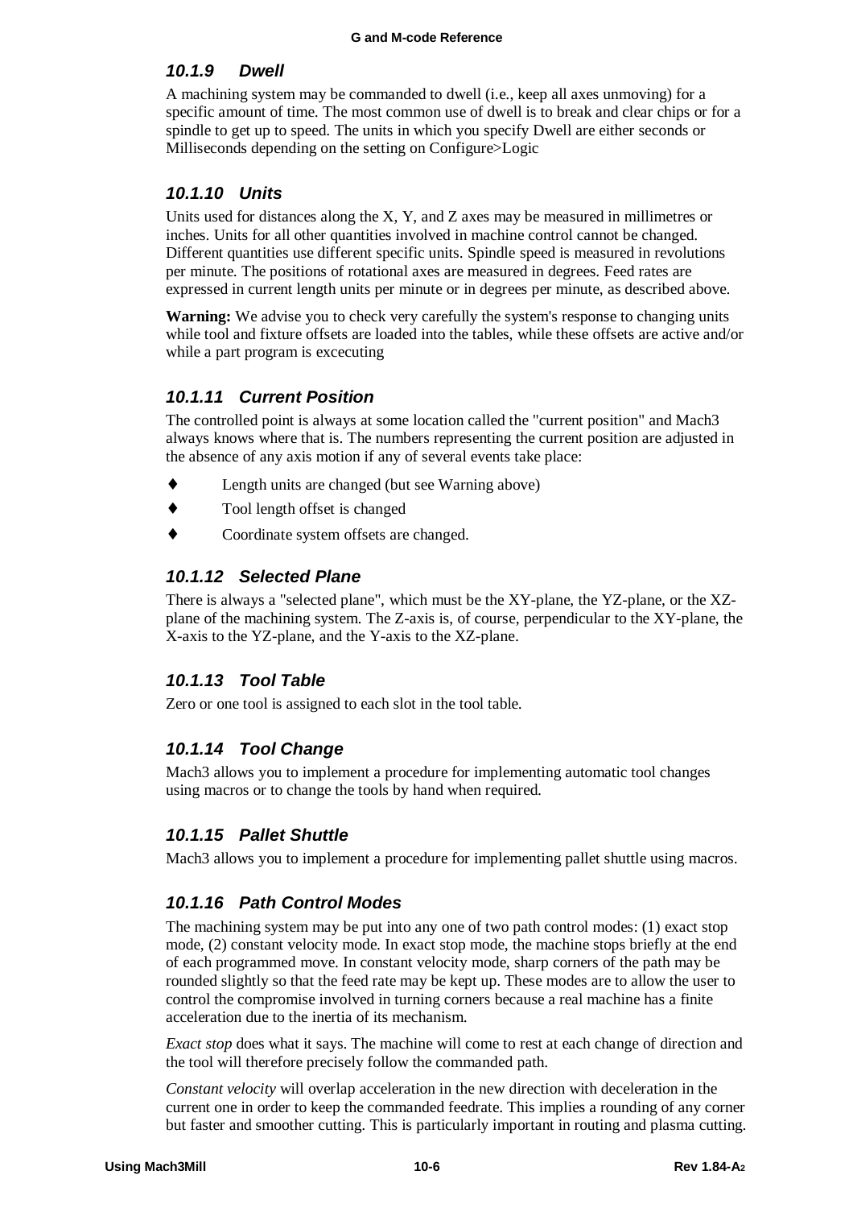### 10.1.9 Dwell

A machining system may be commanded to dwell (i.e., keep all axes unmoving) for a specific amount of time. The most common use of dwell is to break and clear chips or for a spindle to get up to speed. The units in which you specify Dwell are either seconds or Milliseconds depending on the setting on Configure>Logic

### 10.1.10 Units

Units used for distances along the X, Y, and Z axes may be measured in millimetres or inches. Units for all other quantities involved in machine control cannot be changed. Different quantities use different specific units. Spindle speed is measured in revolutions per minute. The positions of rotational axes are measured in degrees. Feed rates are expressed in current length units per minute or in degrees per minute, as described above.

**Warning:** We advise you to check very carefully the system's response to changing units while tool and fixture offsets are loaded into the tables, while these offsets are active and/or while a part program is excecuting

### 10.1.11 Current Position

The controlled point is always at some location called the "current position" and Mach3 always knows where that is. The numbers representing the current position are adjusted in the absence of any axis motion if any of several events take place:

- Length units are changed (but see Warning above)
- Tool length offset is changed
- Coordinate system offsets are changed.

### 10.1.12 Selected Plane

There is always a "selected plane", which must be the XY-plane, the YZ-plane, or the XZ-plane of the machining system. The Z-axis is, of course, perpendicular to the XY-plane, the X-axis to the YZ-plane, and the Y-axis to the XZ-plane.

### 10.1.13 Tool Table

Zero or one tool is assigned to each slot in the tool table.

### 10.1.14 Tool Change

Mach3 allows you to implement a procedure for implementing automatic tool changes using macros or to change the tools by hand when required.

### 10.1.15 Pallet Shuttle

Mach3 allows you to implement a procedure for implementing pallet shuttle using macros.

### 10.1.16 Path Control Modes

The machining system may be put into any one of two path control modes: (1) exact stop mode, (2) constant velocity mode. In exact stop mode, the machine stops briefly at the end of each programmed move. In constant velocity mode, sharp corners of the path may be rounded slightly so that the feed rate may be kept up. These modes are to allow the user to control the compromise involved in turning corners because a real machine has a finite acceleration due to the inertia of its mechanism.

*Exact stop* does what it says. The machine will come to rest at each change of direction and the tool will therefore precisely follow the commanded path.

*Constant velocity* will overlap acceleration in the new direction with deceleration in the current one in order to keep the commanded feedrate. This implies a rounding of any corner but faster and smoother cutting. This is particularly important in routing and plasma cutting.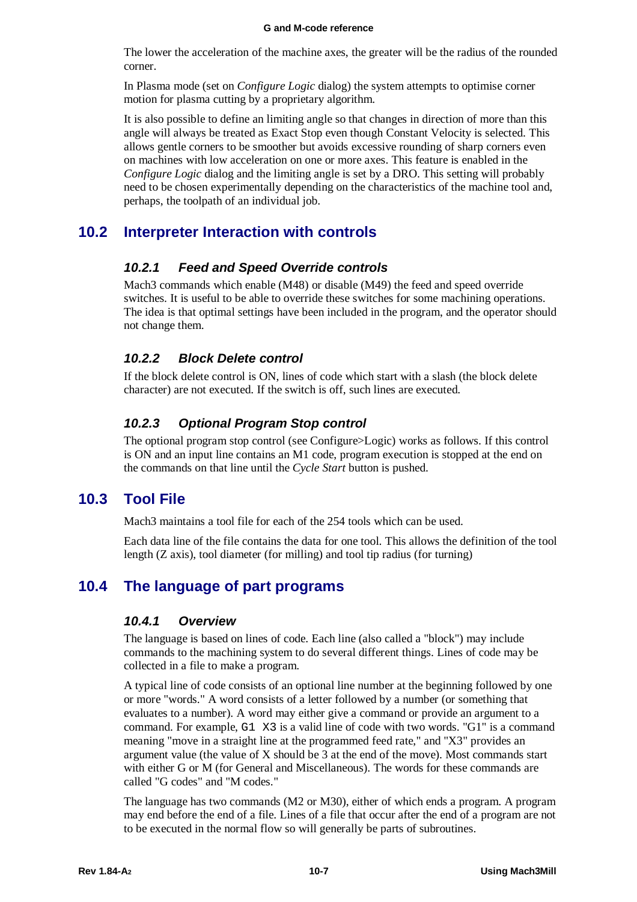The lower the acceleration of the machine axes, the greater will be the radius of the rounded corner.

In Plasma mode (set on *Configure Logic* dialog) the system attempts to optimise corner motion for plasma cutting by a proprietary algorithm.

It is also possible to define an limiting angle so that changes in direction of more than this angle will always be treated as Exact Stop even though Constant Velocity is selected. This allows gentle corners to be smoother but avoids excessive rounding of sharp corners even on machines with low acceleration on one or more axes. This feature is enabled in the *Configure Logic* dialog and the limiting angle is set by a DRO. This setting will probably need to be chosen experimentally depending on the characteristics of the machine tool and, perhaps, the toolpath of an individual job.

## 10.2 Interpreter Interaction with controls

### 10.2.1 Feed and Speed Override controls

Mach3 commands which enable (M48) or disable (M49) the feed and speed override switches. It is useful to be able to override these switches for some machining operations. The idea is that optimal settings have been included in the program, and the operator should not change them.

### 10.2.2 Block Delete control

If the block delete control is ON, lines of code which start with a slash (the block delete character) are not executed. If the switch is off, such lines are executed.

### 10.2.3 Optional Program Stop control

The optional program stop control (see Configure>Logic) works as follows. If this control is ON and an input line contains an M1 code, program execution is stopped at the end on the commands on that line until the *Cycle Start* button is pushed.

## 10.3 Tool File

Mach3 maintains a tool file for each of the 254 tools which can be used.

Each data line of the file contains the data for one tool. This allows the definition of the tool length (Z axis), tool diameter (for milling) and tool tip radius (for turning)

## 10.4 The language of part programs

### 10.4.1 Overview

The language is based on lines of code. Each line (also called a "block") may include commands to the machining system to do several different things. Lines of code may be collected in a file to make a program.

A typical line of code consists of an optional line number at the beginning followed by one or more "words." A word consists of a letter followed by a number (or something that evaluates to a number). A word may either give a command or provide an argument to a command. For example, `G1 X3` is a valid line of code with two words. "G1" is a command meaning "move in a straight line at the programmed feed rate," and "X3" provides an argument value (the value of X should be 3 at the end of the move). Most commands start with either G or M (for General and Miscellaneous). The words for these commands are called "G codes" and "M codes."

The language has two commands (M2 or M30), either of which ends a program. A program may end before the end of a file. Lines of a file that occur after the end of a program are not to be executed in the normal flow so will generally be parts of subroutines.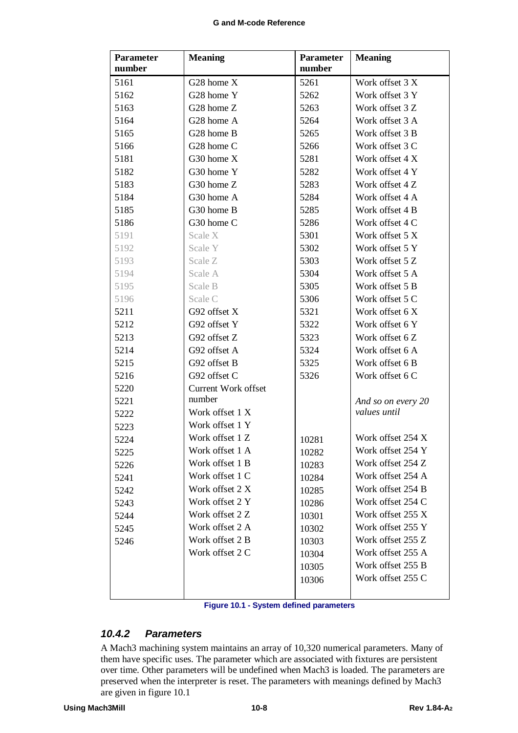| Parameter number | Meaning | Parameter number | Meaning |
|---|---|---|---|
| 5161 | G28 home X | 5261 | Work offset 3 X |
| 5162 | G28 home Y | 5262 | Work offset 3 Y |
| 5163 | G28 home Z | 5263 | Work offset 3 Z |
| 5164 | G28 home A | 5264 | Work offset 3 A |
| 5165 | G28 home B | 5265 | Work offset 3 B |
| 5166 | G28 home C | 5266 | Work offset 3 C |
| 5181 | G30 home X | 5281 | Work offset 4 X |
| 5182 | G30 home Y | 5282 | Work offset 4 Y |
| 5183 | G30 home Z | 5283 | Work offset 4 Z |
| 5184 | G30 home A | 5284 | Work offset 4 A |
| 5185 | G30 home B | 5285 | Work offset 4 B |
| 5186 | G30 home C | 5286 | Work offset 4 C |
| 5191 | Scale X | 5301 | Work offset 5 X |
| 5192 | Scale Y | 5302 | Work offset 5 Y |
| 5193 | Scale Z | 5303 | Work offset 5 Z |
| 5194 | Scale A | 5304 | Work offset 5 A |
| 5195 | Scale B | 5305 | Work offset 5 B |
| 5196 | Scale C | 5306 | Work offset 5 C |
| 5211 | G92 offset X | 5321 | Work offset 6 X |
| 5212 | G92 offset Y | 5322 | Work offset 6 Y |
| 5213 | G92 offset Z | 5323 | Work offset 6 Z |
| 5214 | G92 offset A | 5324 | Work offset 6 A |
| 5215 | G92 offset B | 5325 | Work offset 6 B |
| 5216 | G92 offset C | 5326 | Work offset 6 C |
| 5220 | Current Work offset number | | |
| 5221 | Work offset 1 X | | *And so on every 20 values until* |
| 5222 | Work offset 1 Y | | |
| 5223 | Work offset 1 Z | 10281 | Work offset 254 X |
| 5224 | Work offset 1 A | 10282 | Work offset 254 Y |
| 5225 | Work offset 1 B | 10283 | Work offset 254 Z |
| 5226 | Work offset 1 C | 10284 | Work offset 254 A |
| 5241 | Work offset 2 X | 10285 | Work offset 254 B |
| 5242 | Work offset 2 Y | 10286 | Work offset 254 C |
| 5243 | Work offset 2 Z | 10301 | Work offset 255 X |
| 5244 | Work offset 2 A | 10302 | Work offset 255 Y |
| 5245 | Work offset 2 B | 10303 | Work offset 255 Z |
| 5246 | Work offset 2 C | 10304 | Work offset 255 A |
| | | 10305 | Work offset 255 B |
| | | 10306 | Work offset 255 C |

**Figure 10.1 - System defined parameters**

### *10.4.2 Parameters*

A Mach3 machining system maintains an array of 10,320 numerical parameters. Many of them have specific uses. The parameter which are associated with fixtures are persistent over time. Other parameters will be undefined when Mach3 is loaded. The parameters are preserved when the interpreter is reset. The parameters with meanings defined by Mach3 are given in figure 10.1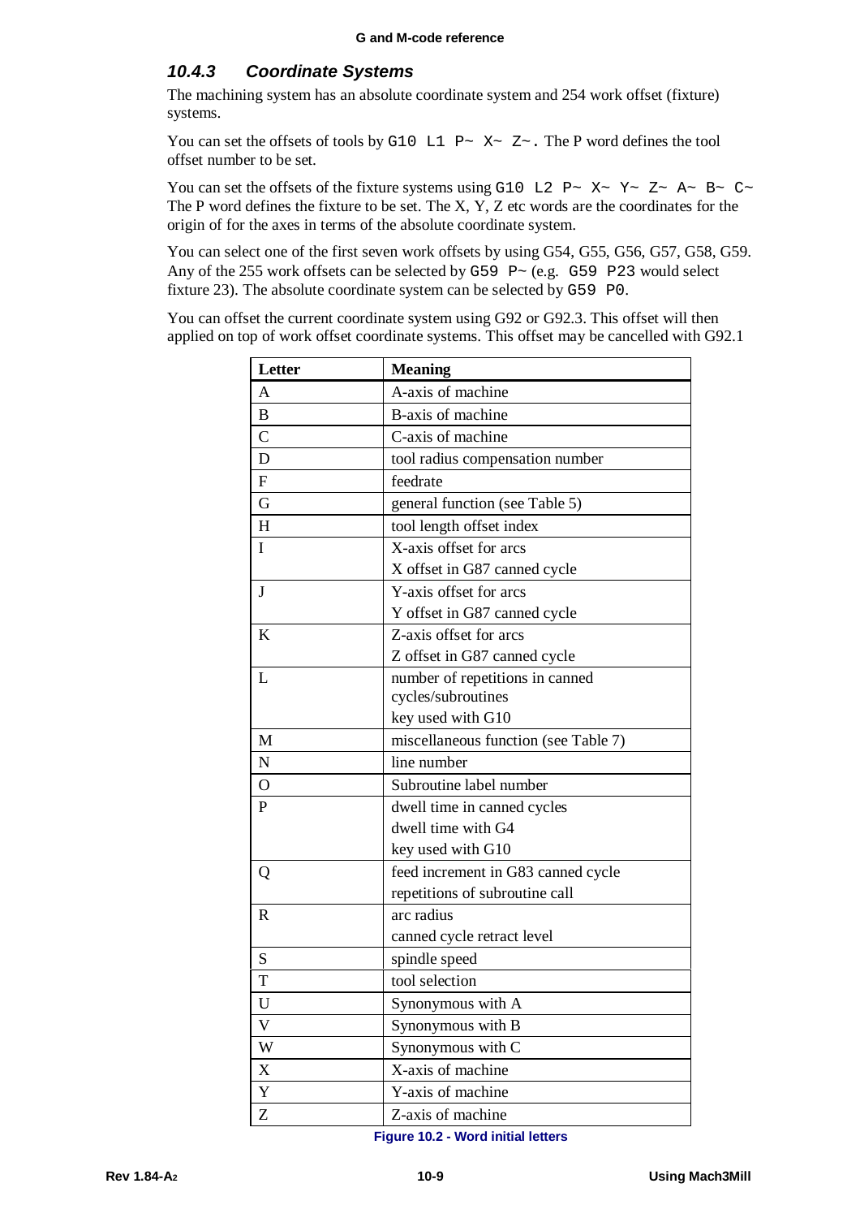### 10.4.3 Coordinate Systems

The machining system has an absolute coordinate system and 254 work offset (fixture) systems.

You can set the offsets of tools by `G10 L1 P~ X~ Z~.` The P word defines the tool offset number to be set.

You can set the offsets of the fixture systems using `G10 L2 P~ X~ Y~ Z~ A~ B~ C~` The P word defines the fixture to be set. The X, Y, Z etc words are the coordinates for the origin of for the axes in terms of the absolute coordinate system.

You can select one of the first seven work offsets by using G54, G55, G56, G57, G58, G59. Any of the 255 work offsets can be selected by `G59 P~` (e.g. `G59 P23` would select fixture 23). The absolute coordinate system can be selected by `G59 P0`.

You can offset the current coordinate system using G92 or G92.3. This offset will then applied on top of work offset coordinate systems. This offset may be cancelled with G92.1

| Letter | Meaning |
|---|---|
| A | A-axis of machine |
| B | B-axis of machine |
| C | C-axis of machine |
| D | tool radius compensation number |
| F | feedrate |
| G | general function (see Table 5) |
| H | tool length offset index |
| I | X-axis offset for arcs<br>X offset in G87 canned cycle |
| J | Y-axis offset for arcs<br>Y offset in G87 canned cycle |
| K | Z-axis offset for arcs<br>Z offset in G87 canned cycle |
| L | number of repetitions in canned cycles/subroutines<br>key used with G10 |
| M | miscellaneous function (see Table 7) |
| N | line number |
| O | Subroutine label number |
| P | dwell time in canned cycles<br>dwell time with G4<br>key used with G10 |
| Q | feed increment in G83 canned cycle<br>repetitions of subroutine call |
| R | arc radius<br>canned cycle retract level |
| S | spindle speed |
| T | tool selection |
| U | Synonymous with A |
| V | Synonymous with B |
| W | Synonymous with C |
| X | X-axis of machine |
| Y | Y-axis of machine |
| Z | Z-axis of machine |

Figure 10.2 - Word initial letters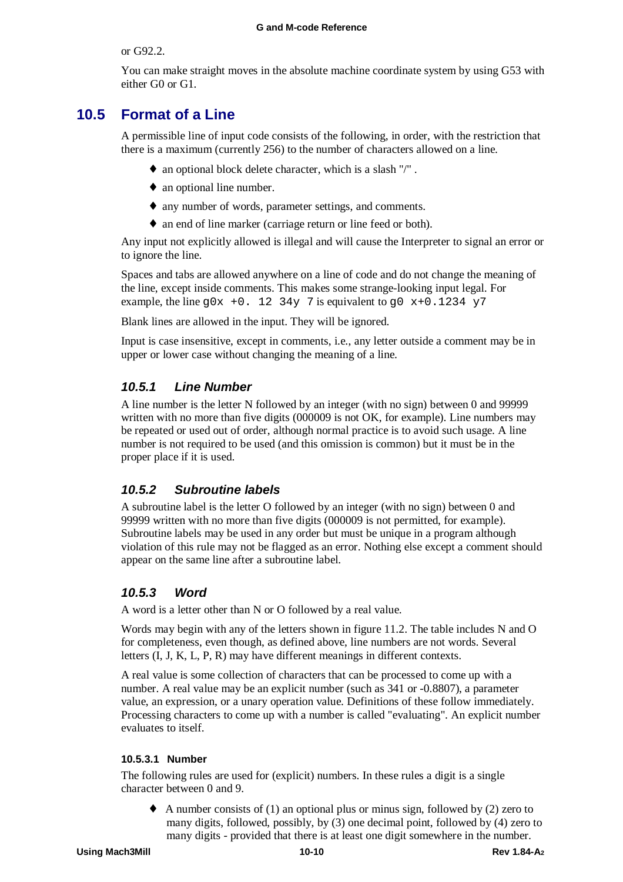or G92.2.

You can make straight moves in the absolute machine coordinate system by using G53 with either G0 or G1.

## 10.5 Format of a Line

A permissible line of input code consists of the following, in order, with the restriction that there is a maximum (currently 256) to the number of characters allowed on a line.

- an optional block delete character, which is a slash "/" .
- an optional line number.
- any number of words, parameter settings, and comments.
- an end of line marker (carriage return or line feed or both).

Any input not explicitly allowed is illegal and will cause the Interpreter to signal an error or to ignore the line.

Spaces and tabs are allowed anywhere on a line of code and do not change the meaning of the line, except inside comments. This makes some strange-looking input legal. For example, the line `g0x +0. 12 34y 7` is equivalent to `g0 x+0.1234 y7`

Blank lines are allowed in the input. They will be ignored.

Input is case insensitive, except in comments, i.e., any letter outside a comment may be in upper or lower case without changing the meaning of a line.

### *10.5.1 Line Number*

A line number is the letter N followed by an integer (with no sign) between 0 and 99999 written with no more than five digits (000009 is not OK, for example). Line numbers may be repeated or used out of order, although normal practice is to avoid such usage. A line number is not required to be used (and this omission is common) but it must be in the proper place if it is used.

### *10.5.2 Subroutine labels*

A subroutine label is the letter O followed by an integer (with no sign) between 0 and 99999 written with no more than five digits (000009 is not permitted, for example). Subroutine labels may be used in any order but must be unique in a program although violation of this rule may not be flagged as an error. Nothing else except a comment should appear on the same line after a subroutine label.

### *10.5.3 Word*

A word is a letter other than N or O followed by a real value.

Words may begin with any of the letters shown in figure 11.2. The table includes N and O for completeness, even though, as defined above, line numbers are not words. Several letters (I, J, K, L, P, R) may have different meanings in different contexts.

A real value is some collection of characters that can be processed to come up with a number. A real value may be an explicit number (such as 341 or -0.8807), a parameter value, an expression, or a unary operation value. Definitions of these follow immediately. Processing characters to come up with a number is called "evaluating". An explicit number evaluates to itself.

#### 10.5.3.1 Number

The following rules are used for (explicit) numbers. In these rules a digit is a single character between 0 and 9.

- A number consists of (1) an optional plus or minus sign, followed by (2) zero to many digits, followed, possibly, by (3) one decimal point, followed by (4) zero to many digits - provided that there is at least one digit somewhere in the number.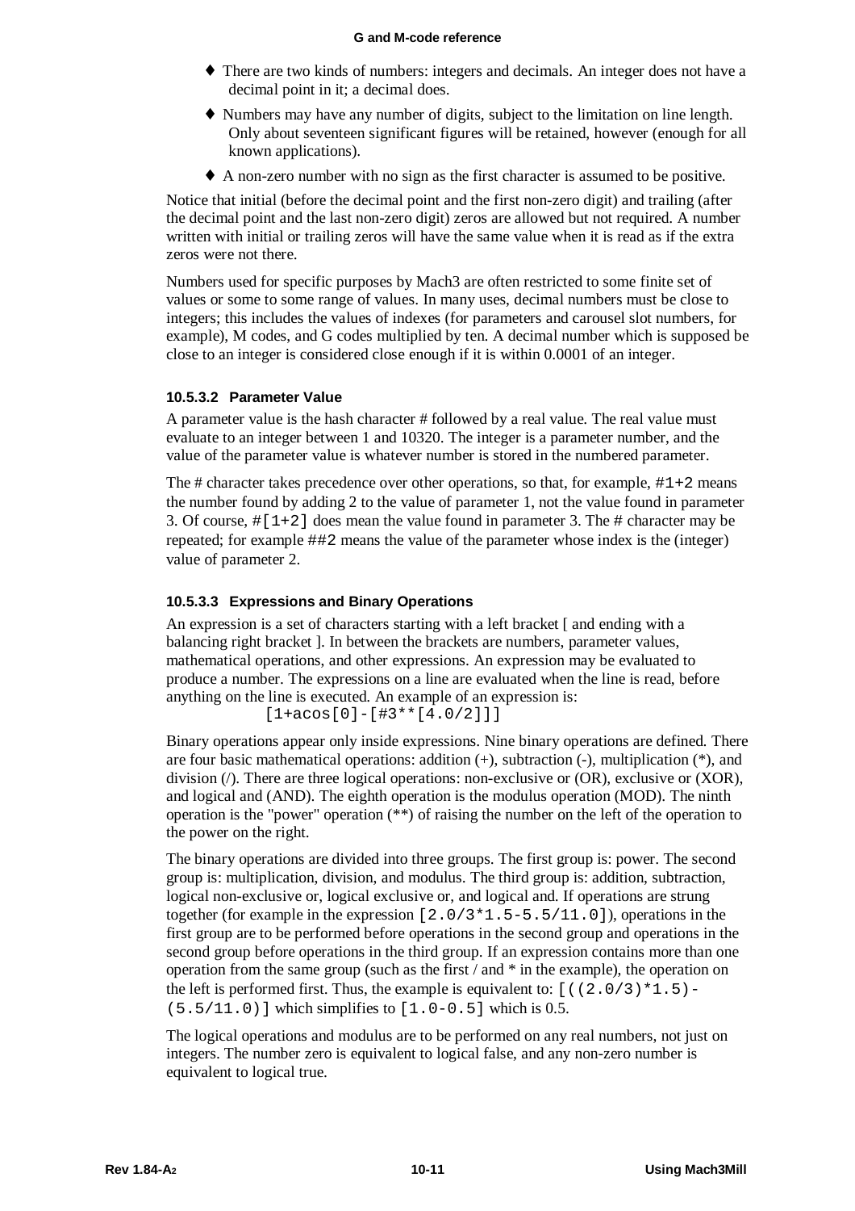- There are two kinds of numbers: integers and decimals. An integer does not have a decimal point in it; a decimal does.
- Numbers may have any number of digits, subject to the limitation on line length. Only about seventeen significant figures will be retained, however (enough for all known applications).
- A non-zero number with no sign as the first character is assumed to be positive.

Notice that initial (before the decimal point and the first non-zero digit) and trailing (after the decimal point and the last non-zero digit) zeros are allowed but not required. A number written with initial or trailing zeros will have the same value when it is read as if the extra zeros were not there.

Numbers used for specific purposes by Mach3 are often restricted to some finite set of values or some to some range of values. In many uses, decimal numbers must be close to integers; this includes the values of indexes (for parameters and carousel slot numbers, for example), M codes, and G codes multiplied by ten. A decimal number which is supposed be close to an integer is considered close enough if it is within 0.0001 of an integer.

#### 10.5.3.2 Parameter Value

A parameter value is the hash character # followed by a real value. The real value must evaluate to an integer between 1 and 10320. The integer is a parameter number, and the value of the parameter value is whatever number is stored in the numbered parameter.

The # character takes precedence over other operations, so that, for example, `#1+2` means the number found by adding 2 to the value of parameter 1, not the value found in parameter 3. Of course, `#[1+2]` does mean the value found in parameter 3. The # character may be repeated; for example `##2` means the value of the parameter whose index is the (integer) value of parameter 2.

#### 10.5.3.3 Expressions and Binary Operations

An expression is a set of characters starting with a left bracket [ and ending with a balancing right bracket ]. In between the brackets are numbers, parameter values, mathematical operations, and other expressions. An expression may be evaluated to produce a number. The expressions on a line are evaluated when the line is read, before anything on the line is executed. An example of an expression is:

```
[1+acos[0]-[#3**[4.0/2]]]
```

Binary operations appear only inside expressions. Nine binary operations are defined. There are four basic mathematical operations: addition (+), subtraction (-), multiplication (*), and division (/). There are three logical operations: non-exclusive or (OR), exclusive or (XOR), and logical and (AND). The eighth operation is the modulus operation (MOD). The ninth operation is the "power" operation (**) of raising the number on the left of the operation to the power on the right.

The binary operations are divided into three groups. The first group is: power. The second group is: multiplication, division, and modulus. The third group is: addition, subtraction, logical non-exclusive or, logical exclusive or, and logical and. If operations are strung together (for example in the expression `[2.0/3*1.5-5.5/11.0]`), operations in the first group are to be performed before operations in the second group and operations in the second group before operations in the third group. If an expression contains more than one operation from the same group (such as the first / and * in the example), the operation on the left is performed first. Thus, the example is equivalent to: `[((2.0/3)*1.5)-(5.5/11.0)]` which simplifies to `[1.0-0.5]` which is 0.5.

The logical operations and modulus are to be performed on any real numbers, not just on integers. The number zero is equivalent to logical false, and any non-zero number is equivalent to logical true.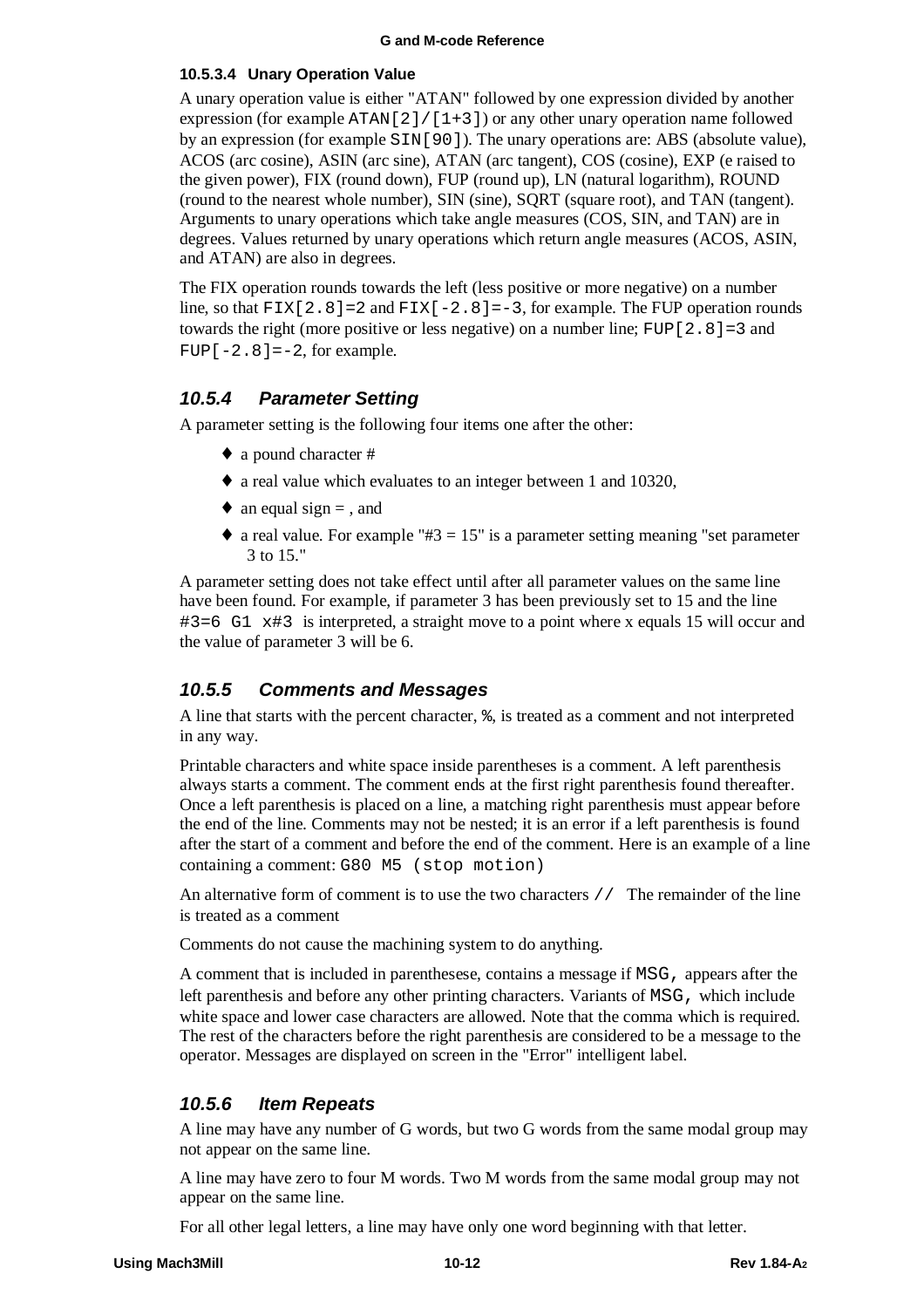#### 10.5.3.4 Unary Operation Value

A unary operation value is either "ATAN" followed by one expression divided by another expression (for example `ATAN[2]/[1+3]`) or any other unary operation name followed by an expression (for example `SIN[90]`). The unary operations are: ABS (absolute value), ACOS (arc cosine), ASIN (arc sine), ATAN (arc tangent), COS (cosine), EXP (e raised to the given power), FIX (round down), FUP (round up), LN (natural logarithm), ROUND (round to the nearest whole number), SIN (sine), SQRT (square root), and TAN (tangent). Arguments to unary operations which take angle measures (COS, SIN, and TAN) are in degrees. Values returned by unary operations which return angle measures (ACOS, ASIN, and ATAN) are also in degrees.

The FIX operation rounds towards the left (less positive or more negative) on a number line, so that `FIX[2.8]=2` and `FIX[-2.8]=-3`, for example. The FUP operation rounds towards the right (more positive or less negative) on a number line; `FUP[2.8]=3` and `FUP[-2.8]=-2`, for example.

### 10.5.4 Parameter Setting

A parameter setting is the following four items one after the other:

- a pound character #
- a real value which evaluates to an integer between 1 and 10320,
- an equal sign = , and
- a real value. For example "#3 = 15" is a parameter setting meaning "set parameter 3 to 15."

A parameter setting does not take effect until after all parameter values on the same line have been found. For example, if parameter 3 has been previously set to 15 and the line `#3=6 G1 x#3` is interpreted, a straight move to a point where x equals 15 will occur and the value of parameter 3 will be 6.

### 10.5.5 Comments and Messages

A line that starts with the percent character, `%`, is treated as a comment and not interpreted in any way.

Printable characters and white space inside parentheses is a comment. A left parenthesis always starts a comment. The comment ends at the first right parenthesis found thereafter. Once a left parenthesis is placed on a line, a matching right parenthesis must appear before the end of the line. Comments may not be nested; it is an error if a left parenthesis is found after the start of a comment and before the end of the comment. Here is an example of a line containing a comment: `G80 M5 (stop motion)`

An alternative form of comment is to use the two characters `//` The remainder of the line is treated as a comment

Comments do not cause the machining system to do anything.

A comment that is included in parenthesese, contains a message if `MSG,` appears after the left parenthesis and before any other printing characters. Variants of `MSG,` which include white space and lower case characters are allowed. Note that the comma which is required. The rest of the characters before the right parenthesis are considered to be a message to the operator. Messages are displayed on screen in the "Error" intelligent label.

### 10.5.6 Item Repeats

A line may have any number of G words, but two G words from the same modal group may not appear on the same line.

A line may have zero to four M words. Two M words from the same modal group may not appear on the same line.

For all other legal letters, a line may have only one word beginning with that letter.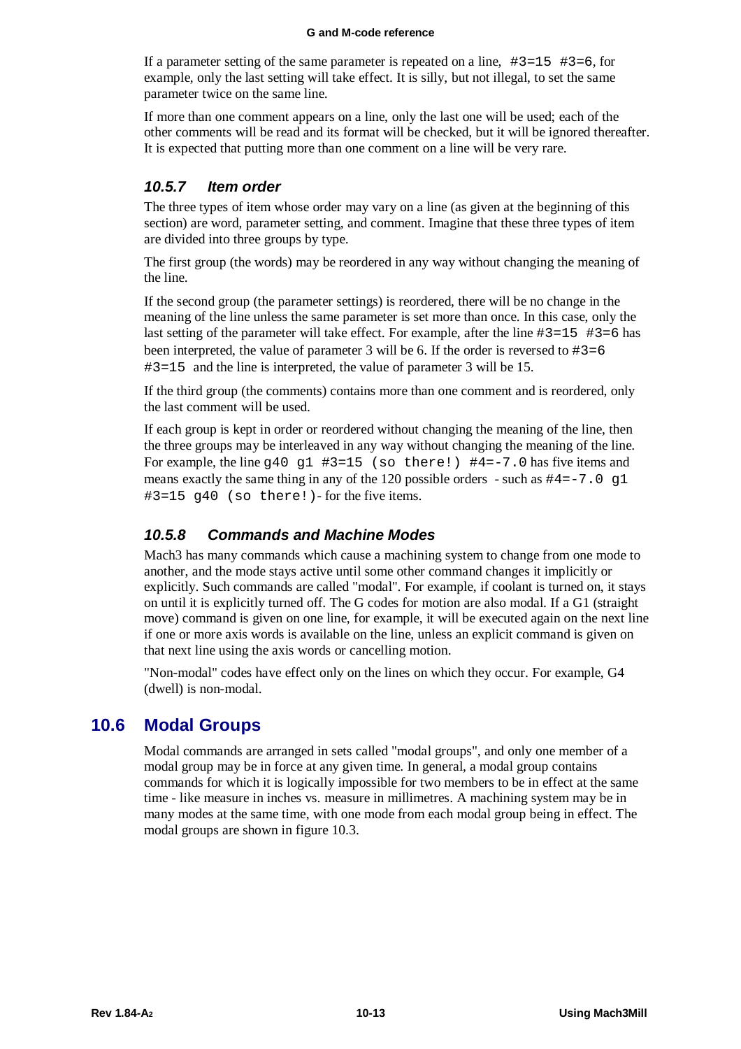If a parameter setting of the same parameter is repeated on a line, `#3=15 #3=6`, for example, only the last setting will take effect. It is silly, but not illegal, to set the same parameter twice on the same line.

If more than one comment appears on a line, only the last one will be used; each of the other comments will be read and its format will be checked, but it will be ignored thereafter. It is expected that putting more than one comment on a line will be very rare.

### *10.5.7 Item order*

The three types of item whose order may vary on a line (as given at the beginning of this section) are word, parameter setting, and comment. Imagine that these three types of item are divided into three groups by type.

The first group (the words) may be reordered in any way without changing the meaning of the line.

If the second group (the parameter settings) is reordered, there will be no change in the meaning of the line unless the same parameter is set more than once. In this case, only the last setting of the parameter will take effect. For example, after the line `#3=15 #3=6` has been interpreted, the value of parameter 3 will be 6. If the order is reversed to `#3=6 #3=15` and the line is interpreted, the value of parameter 3 will be 15.

If the third group (the comments) contains more than one comment and is reordered, only the last comment will be used.

If each group is kept in order or reordered without changing the meaning of the line, then the three groups may be interleaved in any way without changing the meaning of the line. For example, the line `g40 g1 #3=15 (so there!) #4=-7.0` has five items and means exactly the same thing in any of the 120 possible orders - such as `#4=-7.0 g1 #3=15 g40 (so there!)`- for the five items.

### *10.5.8 Commands and Machine Modes*

Mach3 has many commands which cause a machining system to change from one mode to another, and the mode stays active until some other command changes it implicitly or explicitly. Such commands are called "modal". For example, if coolant is turned on, it stays on until it is explicitly turned off. The G codes for motion are also modal. If a G1 (straight move) command is given on one line, for example, it will be executed again on the next line if one or more axis words is available on the line, unless an explicit command is given on that next line using the axis words or cancelling motion.

"Non-modal" codes have effect only on the lines on which they occur. For example, G4 (dwell) is non-modal.

## 10.6 Modal Groups

Modal commands are arranged in sets called "modal groups", and only one member of a modal group may be in force at any given time. In general, a modal group contains commands for which it is logically impossible for two members to be in effect at the same time - like measure in inches vs. measure in millimetres. A machining system may be in many modes at the same time, with one mode from each modal group being in effect. The modal groups are shown in figure 10.3.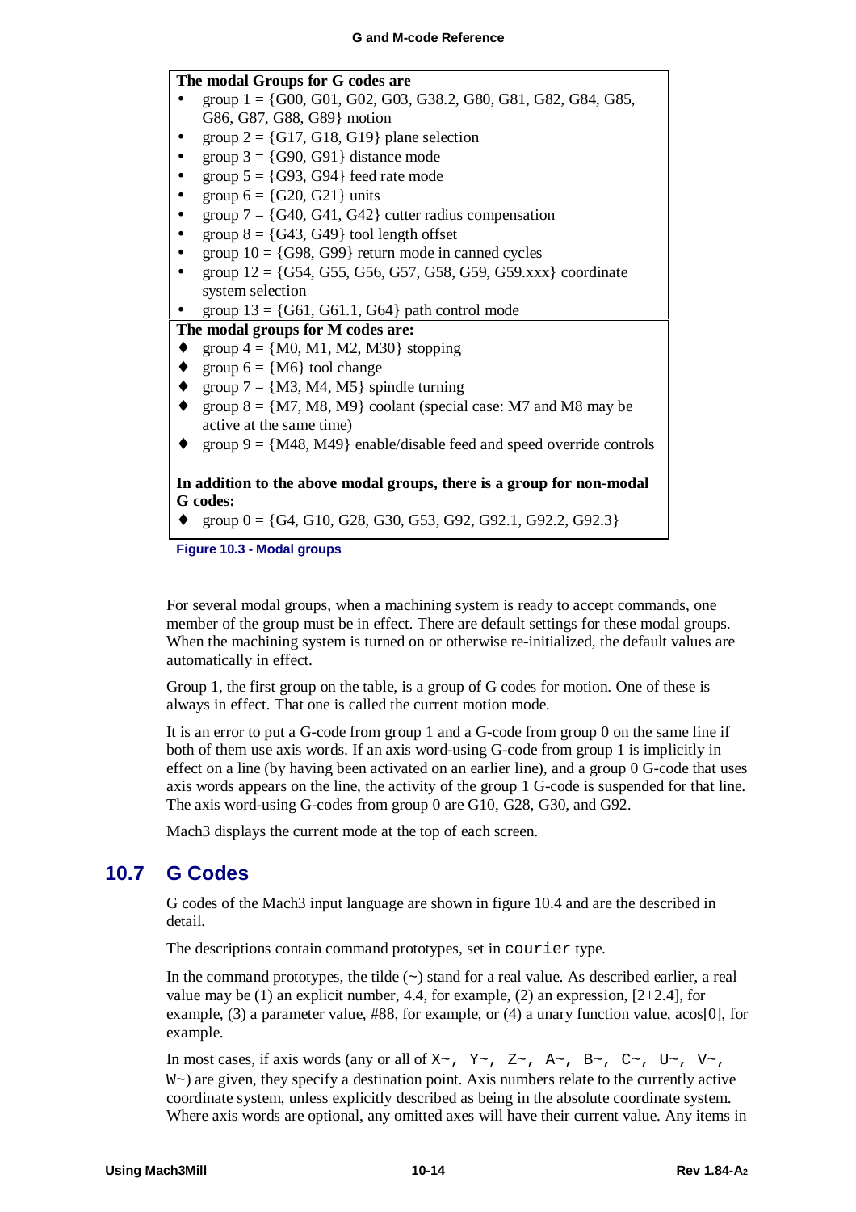**The modal Groups for G codes are**

- group 1 = {G00, G01, G02, G03, G38.2, G80, G81, G82, G84, G85, G86, G87, G88, G89} motion
- group 2 = {G17, G18, G19} plane selection
- group 3 = {G90, G91} distance mode
- group 5 = {G93, G94} feed rate mode
- group 6 = {G20, G21} units
- group 7 = {G40, G41, G42} cutter radius compensation
- group 8 = {G43, G49} tool length offset
- group 10 = {G98, G99} return mode in canned cycles
- group 12 = {G54, G55, G56, G57, G58, G59, G59.xxx} coordinate system selection
- group 13 = {G61, G61.1, G64} path control mode

**The modal groups for M codes are:**

- group 4 = {M0, M1, M2, M30} stopping
- group 6 = {M6} tool change
- group 7 = {M3, M4, M5} spindle turning
- group 8 = {M7, M8, M9} coolant (special case: M7 and M8 may be active at the same time)
- group 9 = {M48, M49} enable/disable feed and speed override controls

**In addition to the above modal groups, there is a group for non-modal G codes:**

- group 0 = {G4, G10, G28, G30, G53, G92, G92.1, G92.2, G92.3}

Figure 10.3 - Modal groups

For several modal groups, when a machining system is ready to accept commands, one member of the group must be in effect. There are default settings for these modal groups. When the machining system is turned on or otherwise re-initialized, the default values are automatically in effect.

Group 1, the first group on the table, is a group of G codes for motion. One of these is always in effect. That one is called the current motion mode.

It is an error to put a G-code from group 1 and a G-code from group 0 on the same line if both of them use axis words. If an axis word-using G-code from group 1 is implicitly in effect on a line (by having been activated on an earlier line), and a group 0 G-code that uses axis words appears on the line, the activity of the group 1 G-code is suspended for that line. The axis word-using G-codes from group 0 are G10, G28, G30, and G92.

Mach3 displays the current mode at the top of each screen.

## 10.7 G Codes

G codes of the Mach3 input language are shown in figure 10.4 and are the described in detail.

The descriptions contain command prototypes, set in `courier` type.

In the command prototypes, the tilde (~) stand for a real value. As described earlier, a real value may be (1) an explicit number, 4.4, for example, (2) an expression, [2+2.4], for example, (3) a parameter value, #88, for example, or (4) a unary function value, acos[0], for example.

In most cases, if axis words (any or all of `X~, Y~, Z~, A~, B~, C~, U~, V~, W~`) are given, they specify a destination point. Axis numbers relate to the currently active coordinate system, unless explicitly described as being in the absolute coordinate system. Where axis words are optional, any omitted axes will have their current value. Any items in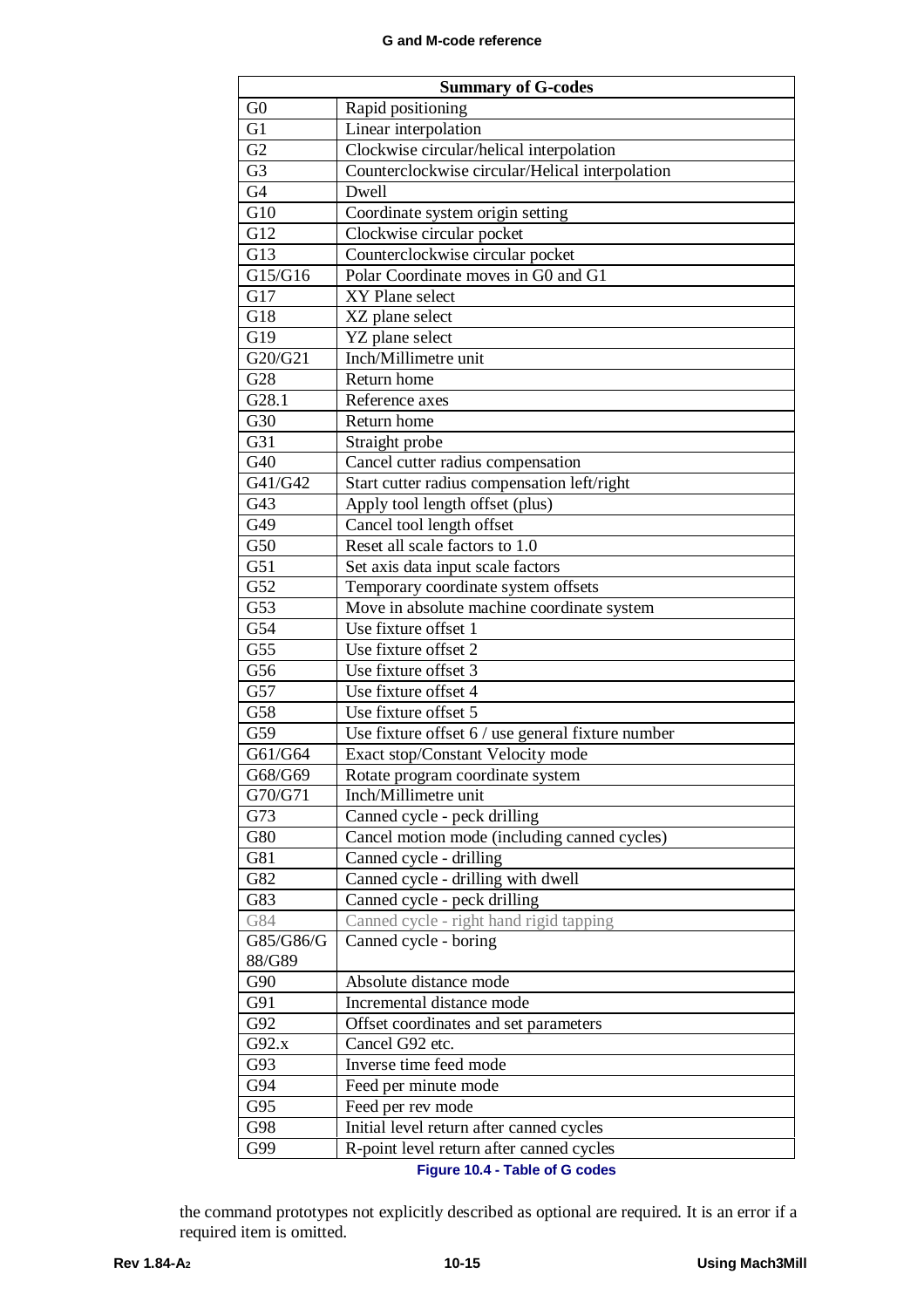| Summary of G-codes | |
|---|---|
| G0 | Rapid positioning |
| G1 | Linear interpolation |
| G2 | Clockwise circular/helical interpolation |
| G3 | Counterclockwise circular/Helical interpolation |
| G4 | Dwell |
| G10 | Coordinate system origin setting |
| G12 | Clockwise circular pocket |
| G13 | Counterclockwise circular pocket |
| G15/G16 | Polar Coordinate moves in G0 and G1 |
| G17 | XY Plane select |
| G18 | XZ plane select |
| G19 | YZ plane select |
| G20/G21 | Inch/Millimetre unit |
| G28 | Return home |
| G28.1 | Reference axes |
| G30 | Return home |
| G31 | Straight probe |
| G40 | Cancel cutter radius compensation |
| G41/G42 | Start cutter radius compensation left/right |
| G43 | Apply tool length offset (plus) |
| G49 | Cancel tool length offset |
| G50 | Reset all scale factors to 1.0 |
| G51 | Set axis data input scale factors |
| G52 | Temporary coordinate system offsets |
| G53 | Move in absolute machine coordinate system |
| G54 | Use fixture offset 1 |
| G55 | Use fixture offset 2 |
| G56 | Use fixture offset 3 |
| G57 | Use fixture offset 4 |
| G58 | Use fixture offset 5 |
| G59 | Use fixture offset 6 / use general fixture number |
| G61/G64 | Exact stop/Constant Velocity mode |
| G68/G69 | Rotate program coordinate system |
| G70/G71 | Inch/Millimetre unit |
| G73 | Canned cycle - peck drilling |
| G80 | Cancel motion mode (including canned cycles) |
| G81 | Canned cycle - drilling |
| G82 | Canned cycle - drilling with dwell |
| G83 | Canned cycle - peck drilling |
| G84 | Canned cycle - right hand rigid tapping |
| G85/G86/G88/G89 | Canned cycle - boring |
| G90 | Absolute distance mode |
| G91 | Incremental distance mode |
| G92 | Offset coordinates and set parameters |
| G92.x | Cancel G92 etc. |
| G93 | Inverse time feed mode |
| G94 | Feed per minute mode |
| G95 | Feed per rev mode |
| G98 | Initial level return after canned cycles |
| G99 | R-point level return after canned cycles |

**Figure 10.4 - Table of G codes**

the command prototypes not explicitly described as optional are required. It is an error if a required item is omitted.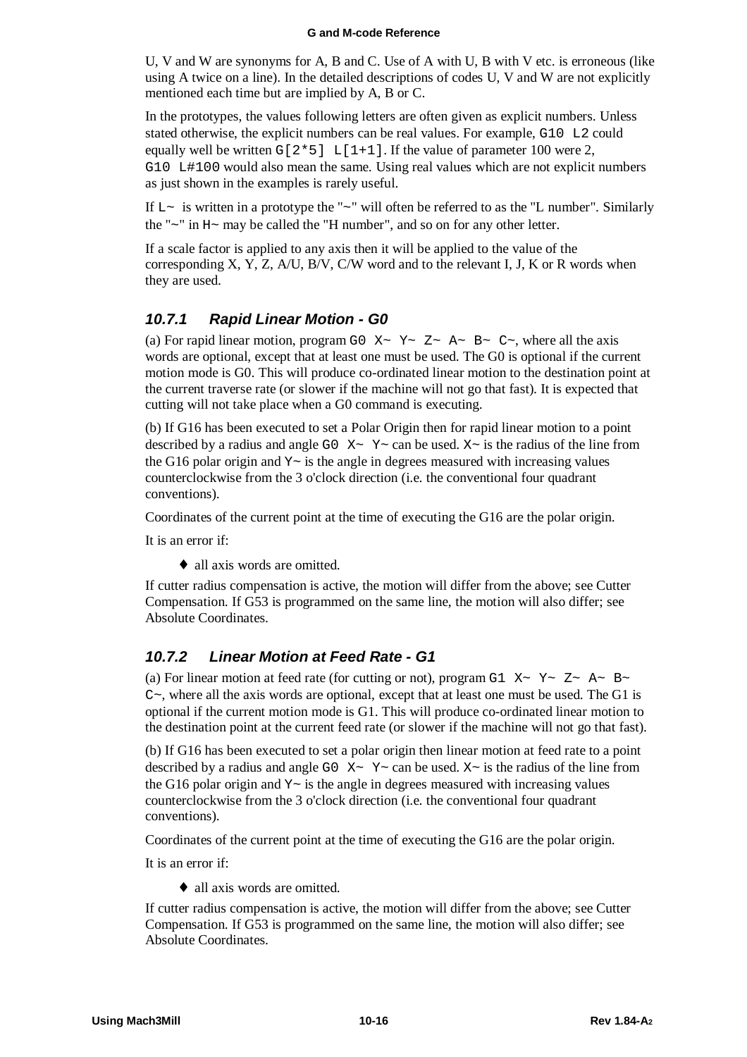U, V and W are synonyms for A, B and C. Use of A with U, B with V etc. is erroneous (like using A twice on a line). In the detailed descriptions of codes U, V and W are not explicitly mentioned each time but are implied by A, B or C.

In the prototypes, the values following letters are often given as explicit numbers. Unless stated otherwise, the explicit numbers can be real values. For example, `G10 L2` could equally well be written `G[2*5] L[1+1]`. If the value of parameter 100 were 2, `G10 L#100` would also mean the same. Using real values which are not explicit numbers as just shown in the examples is rarely useful.

If `L~` is written in a prototype the "~" will often be referred to as the "L number". Similarly the "~" in `H~` may be called the "H number", and so on for any other letter.

If a scale factor is applied to any axis then it will be applied to the value of the corresponding X, Y, Z, A/U, B/V, C/W word and to the relevant I, J, K or R words when they are used.

### *10.7.1 Rapid Linear Motion - G0*

(a) For rapid linear motion, program `G0 X~ Y~ Z~ A~ B~ C~`, where all the axis words are optional, except that at least one must be used. The G0 is optional if the current motion mode is G0. This will produce co-ordinated linear motion to the destination point at the current traverse rate (or slower if the machine will not go that fast). It is expected that cutting will not take place when a G0 command is executing.

(b) If G16 has been executed to set a Polar Origin then for rapid linear motion to a point described by a radius and angle `G0 X~ Y~` can be used. `X~` is the radius of the line from the G16 polar origin and `Y~` is the angle in degrees measured with increasing values counterclockwise from the 3 o'clock direction (i.e. the conventional four quadrant conventions).

Coordinates of the current point at the time of executing the G16 are the polar origin.

It is an error if:

- all axis words are omitted.

If cutter radius compensation is active, the motion will differ from the above; see Cutter Compensation. If G53 is programmed on the same line, the motion will also differ; see Absolute Coordinates.

### *10.7.2 Linear Motion at Feed Rate - G1*

(a) For linear motion at feed rate (for cutting or not), program `G1 X~ Y~ Z~ A~ B~ C~`, where all the axis words are optional, except that at least one must be used. The G1 is optional if the current motion mode is G1. This will produce co-ordinated linear motion to the destination point at the current feed rate (or slower if the machine will not go that fast).

(b) If G16 has been executed to set a polar origin then linear motion at feed rate to a point described by a radius and angle `G0 X~ Y~` can be used. `X~` is the radius of the line from the G16 polar origin and `Y~` is the angle in degrees measured with increasing values counterclockwise from the 3 o'clock direction (i.e. the conventional four quadrant conventions).

Coordinates of the current point at the time of executing the G16 are the polar origin.

It is an error if:

- all axis words are omitted.

If cutter radius compensation is active, the motion will differ from the above; see Cutter Compensation. If G53 is programmed on the same line, the motion will also differ; see Absolute Coordinates.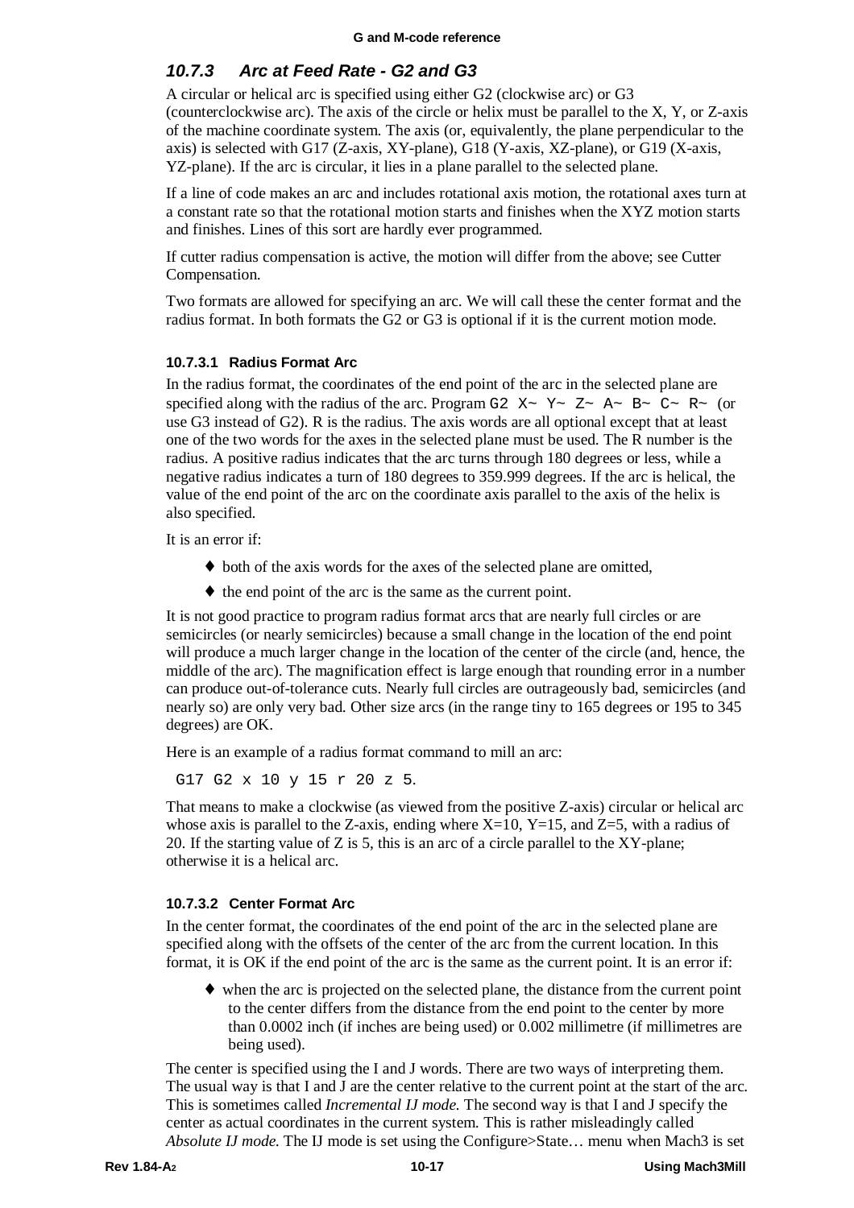### 10.7.3 Arc at Feed Rate - G2 and G3

A circular or helical arc is specified using either G2 (clockwise arc) or G3 (counterclockwise arc). The axis of the circle or helix must be parallel to the X, Y, or Z-axis of the machine coordinate system. The axis (or, equivalently, the plane perpendicular to the axis) is selected with G17 (Z-axis, XY-plane), G18 (Y-axis, XZ-plane), or G19 (X-axis, YZ-plane). If the arc is circular, it lies in a plane parallel to the selected plane.

If a line of code makes an arc and includes rotational axis motion, the rotational axes turn at a constant rate so that the rotational motion starts and finishes when the XYZ motion starts and finishes. Lines of this sort are hardly ever programmed.

If cutter radius compensation is active, the motion will differ from the above; see Cutter Compensation.

Two formats are allowed for specifying an arc. We will call these the center format and the radius format. In both formats the G2 or G3 is optional if it is the current motion mode.

#### 10.7.3.1 Radius Format Arc

In the radius format, the coordinates of the end point of the arc in the selected plane are specified along with the radius of the arc. Program `G2 X~ Y~ Z~ A~ B~ C~ R~` (or use G3 instead of G2). R is the radius. The axis words are all optional except that at least one of the two words for the axes in the selected plane must be used. The R number is the radius. A positive radius indicates that the arc turns through 180 degrees or less, while a negative radius indicates a turn of 180 degrees to 359.999 degrees. If the arc is helical, the value of the end point of the arc on the coordinate axis parallel to the axis of the helix is also specified.

It is an error if:

- both of the axis words for the axes of the selected plane are omitted,
- the end point of the arc is the same as the current point.

It is not good practice to program radius format arcs that are nearly full circles or are semicircles (or nearly semicircles) because a small change in the location of the end point will produce a much larger change in the location of the center of the circle (and, hence, the middle of the arc). The magnification effect is large enough that rounding error in a number can produce out-of-tolerance cuts. Nearly full circles are outrageously bad, semicircles (and nearly so) are only very bad. Other size arcs (in the range tiny to 165 degrees or 195 to 345 degrees) are OK.

Here is an example of a radius format command to mill an arc:

```
G17 G2 x 10 y 15 r 20 z 5.
```

That means to make a clockwise (as viewed from the positive Z-axis) circular or helical arc whose axis is parallel to the Z-axis, ending where X=10, Y=15, and Z=5, with a radius of 20. If the starting value of Z is 5, this is an arc of a circle parallel to the XY-plane; otherwise it is a helical arc.

#### 10.7.3.2 Center Format Arc

In the center format, the coordinates of the end point of the arc in the selected plane are specified along with the offsets of the center of the arc from the current location. In this format, it is OK if the end point of the arc is the same as the current point. It is an error if:

- when the arc is projected on the selected plane, the distance from the current point to the center differs from the distance from the end point to the center by more than 0.0002 inch (if inches are being used) or 0.002 millimetre (if millimetres are being used).

The center is specified using the I and J words. There are two ways of interpreting them. The usual way is that I and J are the center relative to the current point at the start of the arc. This is sometimes called *Incremental IJ mode.* The second way is that I and J specify the center as actual coordinates in the current system. This is rather misleadingly called *Absolute IJ mode.* The IJ mode is set using the Configure>State… menu when Mach3 is set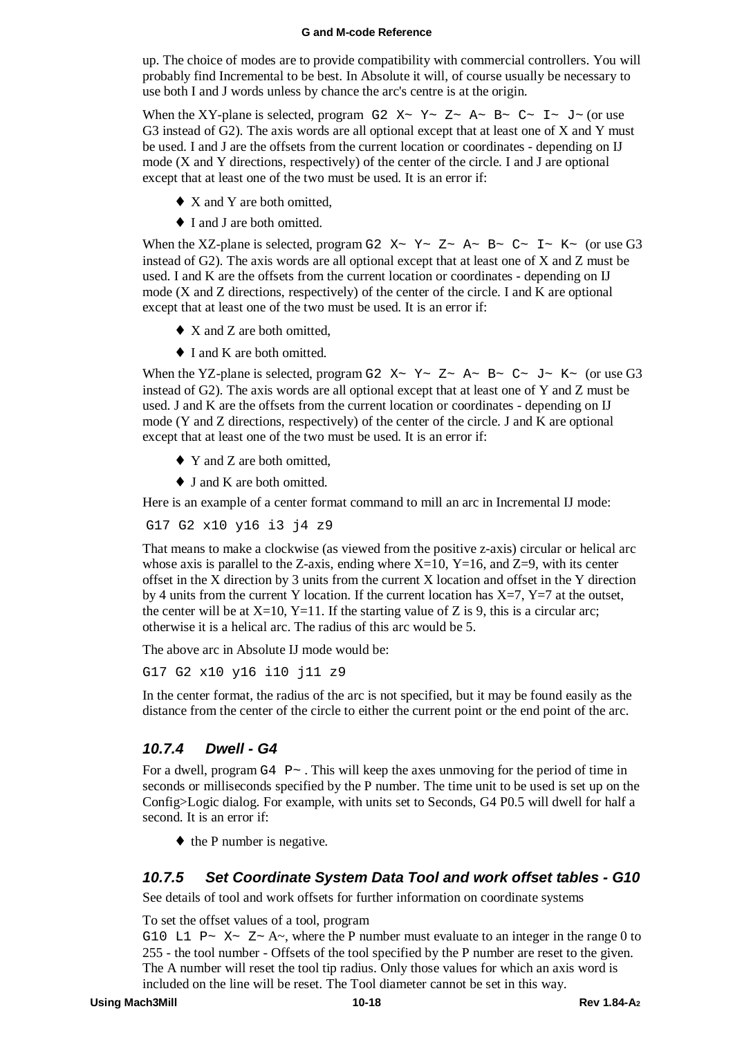up. The choice of modes are to provide compatibility with commercial controllers. You will probably find Incremental to be best. In Absolute it will, of course usually be necessary to use both I and J words unless by chance the arc's centre is at the origin.

When the XY-plane is selected, program `G2 X~ Y~ Z~ A~ B~ C~ I~ J~` (or use G3 instead of G2). The axis words are all optional except that at least one of X and Y must be used. I and J are the offsets from the current location or coordinates - depending on IJ mode (X and Y directions, respectively) of the center of the circle. I and J are optional except that at least one of the two must be used. It is an error if:

- X and Y are both omitted,
- I and J are both omitted.

When the XZ-plane is selected, program `G2 X~ Y~ Z~ A~ B~ C~ I~ K~` (or use G3 instead of G2). The axis words are all optional except that at least one of X and Z must be used. I and K are the offsets from the current location or coordinates - depending on IJ mode (X and Z directions, respectively) of the center of the circle. I and K are optional except that at least one of the two must be used. It is an error if:

- X and Z are both omitted,
- I and K are both omitted.

When the YZ-plane is selected, program `G2 X~ Y~ Z~ A~ B~ C~ J~ K~` (or use G3 instead of G2). The axis words are all optional except that at least one of Y and Z must be used. J and K are the offsets from the current location or coordinates - depending on IJ mode (Y and Z directions, respectively) of the center of the circle. J and K are optional except that at least one of the two must be used. It is an error if:

- Y and Z are both omitted,
- J and K are both omitted.

Here is an example of a center format command to mill an arc in Incremental IJ mode:

```
G17 G2 x10 y16 i3 j4 z9
```

That means to make a clockwise (as viewed from the positive z-axis) circular or helical arc whose axis is parallel to the Z-axis, ending where X=10, Y=16, and Z=9, with its center offset in the X direction by 3 units from the current X location and offset in the Y direction by 4 units from the current Y location. If the current location has X=7, Y=7 at the outset, the center will be at X=10, Y=11. If the starting value of Z is 9, this is a circular arc; otherwise it is a helical arc. The radius of this arc would be 5.

The above arc in Absolute IJ mode would be:

```
G17 G2 x10 y16 i10 j11 z9
```

In the center format, the radius of the arc is not specified, but it may be found easily as the distance from the center of the circle to either the current point or the end point of the arc.

### *10.7.4 Dwell - G4*

For a dwell, program `G4 P~` . This will keep the axes unmoving for the period of time in seconds or milliseconds specified by the P number. The time unit to be used is set up on the Config>Logic dialog. For example, with units set to Seconds, G4 P0.5 will dwell for half a second. It is an error if:

- the P number is negative.

### *10.7.5 Set Coordinate System Data Tool and work offset tables - G10*

See details of tool and work offsets for further information on coordinate systems

To set the offset values of a tool, program
`G10 L1 P~ X~ Z~` A~, where the P number must evaluate to an integer in the range 0 to 255 - the tool number - Offsets of the tool specified by the P number are reset to the given. The A number will reset the tool tip radius. Only those values for which an axis word is included on the line will be reset. The Tool diameter cannot be set in this way.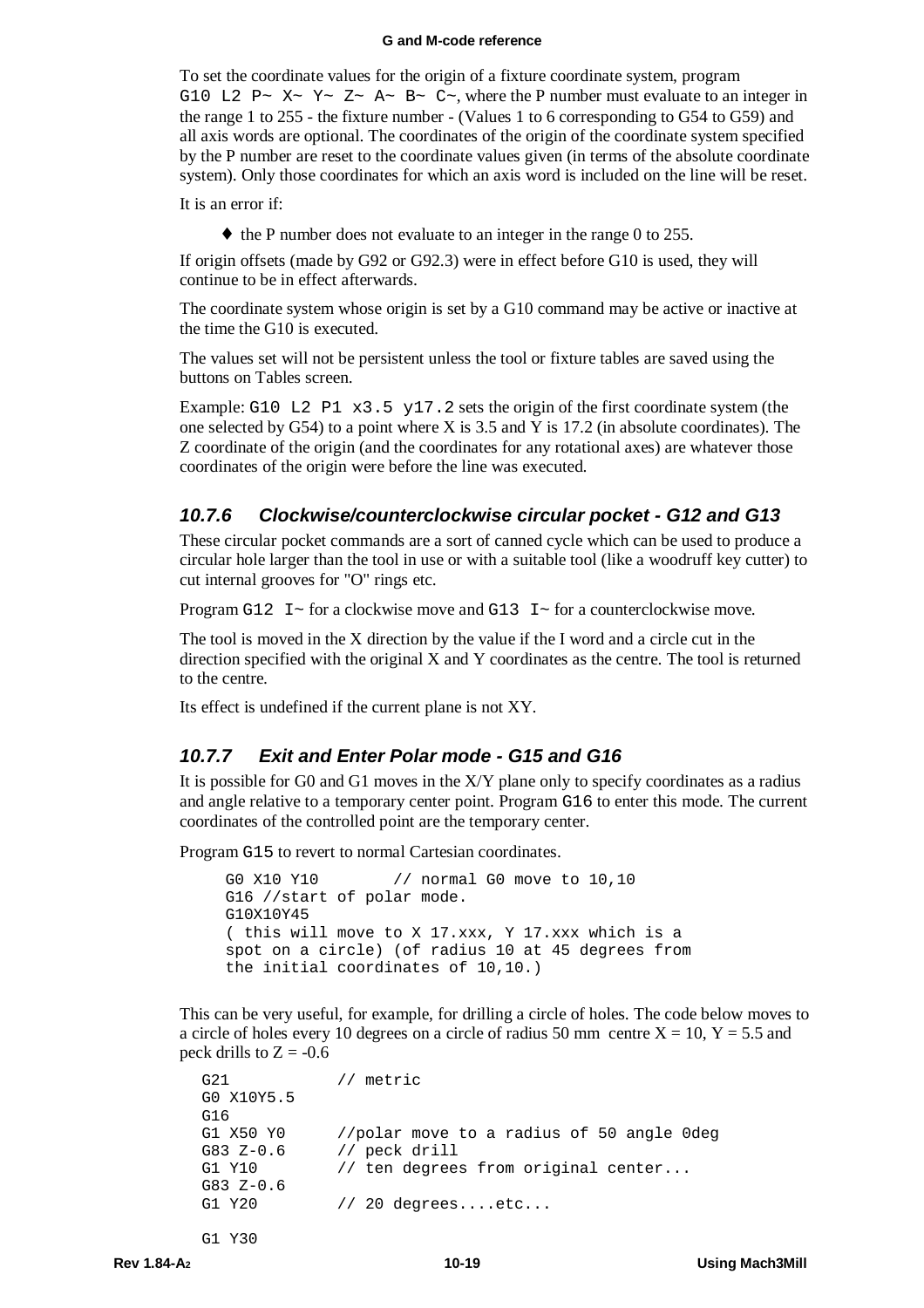To set the coordinate values for the origin of a fixture coordinate system, program `G10 L2 P~ X~ Y~ Z~ A~ B~ C~`, where the P number must evaluate to an integer in the range 1 to 255 - the fixture number - (Values 1 to 6 corresponding to G54 to G59) and all axis words are optional. The coordinates of the origin of the coordinate system specified by the P number are reset to the coordinate values given (in terms of the absolute coordinate system). Only those coordinates for which an axis word is included on the line will be reset.

It is an error if:

- the P number does not evaluate to an integer in the range 0 to 255.

If origin offsets (made by G92 or G92.3) were in effect before G10 is used, they will continue to be in effect afterwards.

The coordinate system whose origin is set by a G10 command may be active or inactive at the time the G10 is executed.

The values set will not be persistent unless the tool or fixture tables are saved using the buttons on Tables screen.

Example: `G10 L2 P1 x3.5 y17.2` sets the origin of the first coordinate system (the one selected by G54) to a point where X is 3.5 and Y is 17.2 (in absolute coordinates). The Z coordinate of the origin (and the coordinates for any rotational axes) are whatever those coordinates of the origin were before the line was executed.

### *10.7.6 Clockwise/counterclockwise circular pocket - G12 and G13*

These circular pocket commands are a sort of canned cycle which can be used to produce a circular hole larger than the tool in use or with a suitable tool (like a woodruff key cutter) to cut internal grooves for "O" rings etc.

Program `G12 I~` for a clockwise move and `G13 I~` for a counterclockwise move.

The tool is moved in the X direction by the value if the I word and a circle cut in the direction specified with the original X and Y coordinates as the centre. The tool is returned to the centre.

Its effect is undefined if the current plane is not XY.

### *10.7.7 Exit and Enter Polar mode - G15 and G16*

It is possible for G0 and G1 moves in the X/Y plane only to specify coordinates as a radius and angle relative to a temporary center point. Program `G16` to enter this mode. The current coordinates of the controlled point are the temporary center.

Program `G15` to revert to normal Cartesian coordinates.

```
G0 X10 Y10        // normal G0 move to 10,10
G16 //start of polar mode.
G10X10Y45
( this will move to X 17.xxx, Y 17.xxx which is a
spot on a circle) (of radius 10 at 45 degrees from
the initial coordinates of 10,10.)
```

This can be very useful, for example, for drilling a circle of holes. The code below moves to a circle of holes every 10 degrees on a circle of radius 50 mm centre X = 10, Y = 5.5 and peck drills to Z = -0.6

```
G21           // metric
G0 X10Y5.5
G16
G1 X50 Y0     //polar move to a radius of 50 angle 0deg
G83 Z-0.6     // peck drill
G1 Y10        // ten degrees from original center...
G83 Z-0.6
G1 Y20        // 20 degrees....etc...

G1 Y30
```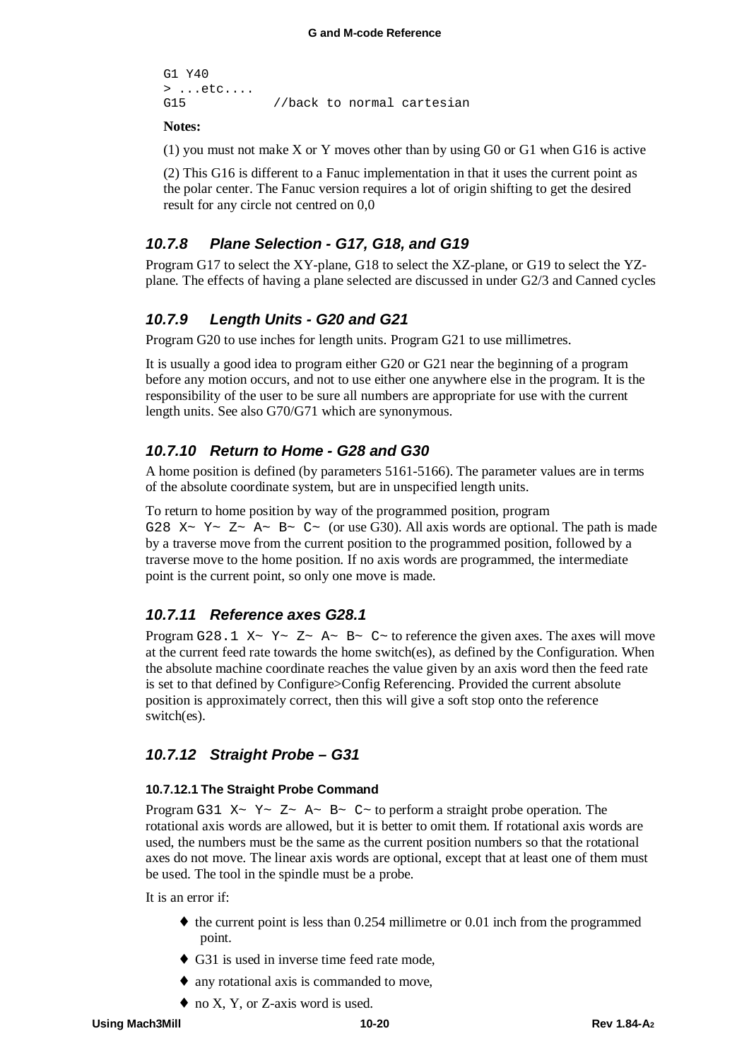```
G1 Y40
> ...etc....
G15           //back to normal cartesian
```

**Notes:**

(1) you must not make X or Y moves other than by using G0 or G1 when G16 is active

(2) This G16 is different to a Fanuc implementation in that it uses the current point as the polar center. The Fanuc version requires a lot of origin shifting to get the desired result for any circle not centred on 0,0

### *10.7.8 Plane Selection - G17, G18, and G19*

Program G17 to select the XY-plane, G18 to select the XZ-plane, or G19 to select the YZ-plane. The effects of having a plane selected are discussed in under G2/3 and Canned cycles

### *10.7.9 Length Units - G20 and G21*

Program G20 to use inches for length units. Program G21 to use millimetres.

It is usually a good idea to program either G20 or G21 near the beginning of a program before any motion occurs, and not to use either one anywhere else in the program. It is the responsibility of the user to be sure all numbers are appropriate for use with the current length units. See also G70/G71 which are synonymous.

### *10.7.10 Return to Home - G28 and G30*

A home position is defined (by parameters 5161-5166). The parameter values are in terms of the absolute coordinate system, but are in unspecified length units.

To return to home position by way of the programmed position, program `G28 X~ Y~ Z~ A~ B~ C~` (or use G30). All axis words are optional. The path is made by a traverse move from the current position to the programmed position, followed by a traverse move to the home position. If no axis words are programmed, the intermediate point is the current point, so only one move is made.

### *10.7.11 Reference axes G28.1*

Program `G28.1 X~ Y~ Z~ A~ B~ C~` to reference the given axes. The axes will move at the current feed rate towards the home switch(es), as defined by the Configuration. When the absolute machine coordinate reaches the value given by an axis word then the feed rate is set to that defined by Configure>Config Referencing. Provided the current absolute position is approximately correct, then this will give a soft stop onto the reference switch(es).

### *10.7.12 Straight Probe – G31*

#### 10.7.12.1 The Straight Probe Command

Program `G31 X~ Y~ Z~ A~ B~ C~` to perform a straight probe operation. The rotational axis words are allowed, but it is better to omit them. If rotational axis words are used, the numbers must be the same as the current position numbers so that the rotational axes do not move. The linear axis words are optional, except that at least one of them must be used. The tool in the spindle must be a probe.

It is an error if:

- the current point is less than 0.254 millimetre or 0.01 inch from the programmed point.
- G31 is used in inverse time feed rate mode,
- any rotational axis is commanded to move,
- no X, Y, or Z-axis word is used.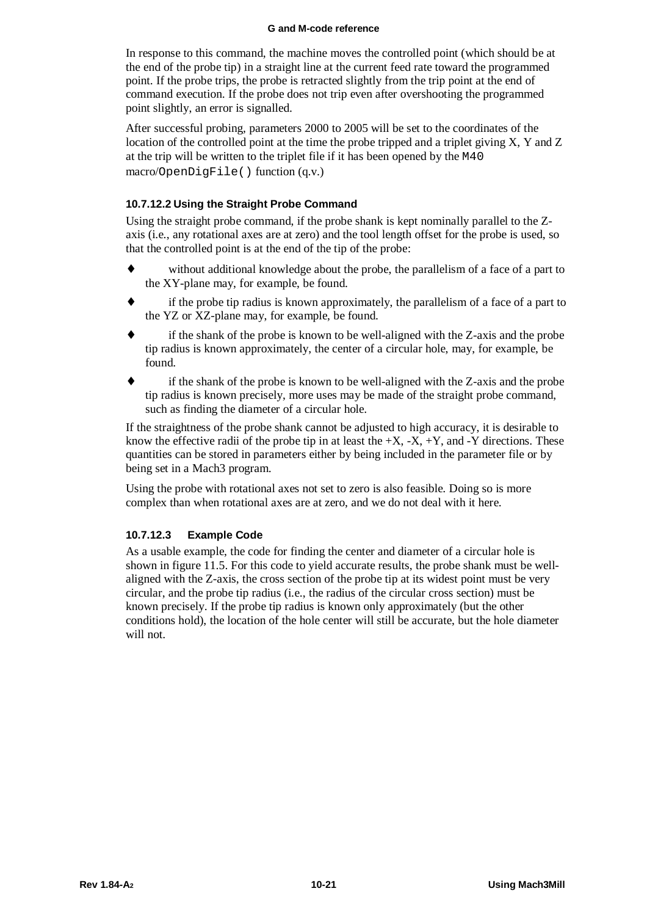In response to this command, the machine moves the controlled point (which should be at the end of the probe tip) in a straight line at the current feed rate toward the programmed point. If the probe trips, the probe is retracted slightly from the trip point at the end of command execution. If the probe does not trip even after overshooting the programmed point slightly, an error is signalled.

After successful probing, parameters 2000 to 2005 will be set to the coordinates of the location of the controlled point at the time the probe tripped and a triplet giving X, Y and Z at the trip will be written to the triplet file if it has been opened by the `M40` macro/`OpenDigFile()` function (q.v.)

#### 10.7.12.2 Using the Straight Probe Command

Using the straight probe command, if the probe shank is kept nominally parallel to the Z-axis (i.e., any rotational axes are at zero) and the tool length offset for the probe is used, so that the controlled point is at the end of the tip of the probe:

- without additional knowledge about the probe, the parallelism of a face of a part to the XY-plane may, for example, be found.
- if the probe tip radius is known approximately, the parallelism of a face of a part to the YZ or XZ-plane may, for example, be found.
- if the shank of the probe is known to be well-aligned with the Z-axis and the probe tip radius is known approximately, the center of a circular hole, may, for example, be found.
- if the shank of the probe is known to be well-aligned with the Z-axis and the probe tip radius is known precisely, more uses may be made of the straight probe command, such as finding the diameter of a circular hole.

If the straightness of the probe shank cannot be adjusted to high accuracy, it is desirable to know the effective radii of the probe tip in at least the +X, -X, +Y, and -Y directions. These quantities can be stored in parameters either by being included in the parameter file or by being set in a Mach3 program.

Using the probe with rotational axes not set to zero is also feasible. Doing so is more complex than when rotational axes are at zero, and we do not deal with it here.

#### 10.7.12.3 Example Code

As a usable example, the code for finding the center and diameter of a circular hole is shown in figure 11.5. For this code to yield accurate results, the probe shank must be well-aligned with the Z-axis, the cross section of the probe tip at its widest point must be very circular, and the probe tip radius (i.e., the radius of the circular cross section) must be known precisely. If the probe tip radius is known only approximately (but the other conditions hold), the location of the hole center will still be accurate, but the hole diameter will not.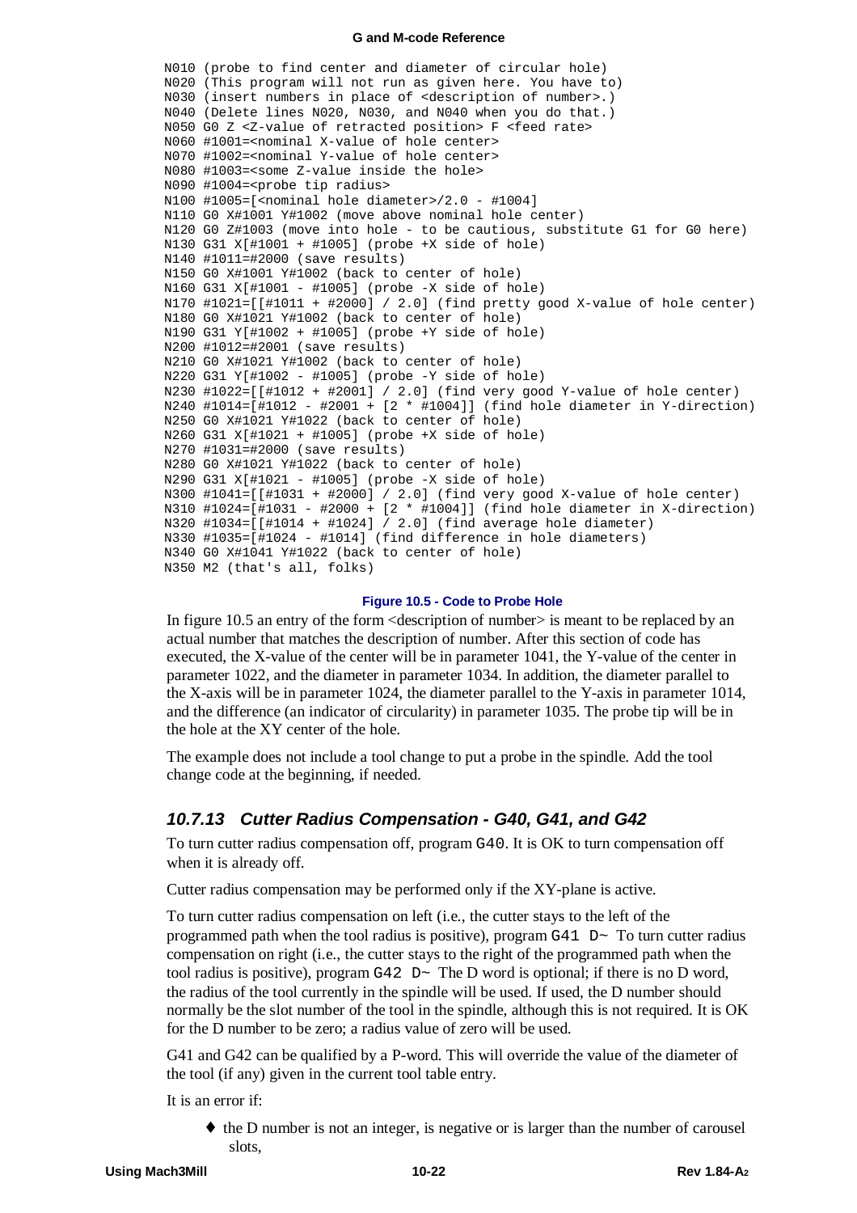```
N010 (probe to find center and diameter of circular hole)
N020 (This program will not run as given here. You have to)
N030 (insert numbers in place of <description of number>.)
N040 (Delete lines N020, N030, and N040 when you do that.)
N050 G0 Z <Z-value of retracted position> F <feed rate>
N060 #1001=<nominal X-value of hole center>
N070 #1002=<nominal Y-value of hole center>
N080 #1003=<some Z-value inside the hole>
N090 #1004=<probe tip radius>
N100 #1005=[<nominal hole diameter>/2.0 - #1004]
N110 G0 X#1001 Y#1002 (move above nominal hole center)
N120 G0 Z#1003 (move into hole - to be cautious, substitute G1 for G0 here)
N130 G31 X[#1001 + #1005] (probe +X side of hole)
N140 #1011=#2000 (save results)
N150 G0 X#1001 Y#1002 (back to center of hole)
N160 G31 X[#1001 - #1005] (probe -X side of hole)
N170 #1021=[[#1011 + #2000] / 2.0] (find pretty good X-value of hole center)
N180 G0 X#1021 Y#1002 (back to center of hole)
N190 G31 Y[#1002 + #1005] (probe +Y side of hole)
N200 #1012=#2001 (save results)
N210 G0 X#1021 Y#1002 (back to center of hole)
N220 G31 Y[#1002 - #1005] (probe -Y side of hole)
N230 #1022=[[#1012 + #2001] / 2.0] (find very good Y-value of hole center)
N240 #1014=[#1012 - #2001 + [2 * #1004]] (find hole diameter in Y-direction)
N250 G0 X#1021 Y#1022 (back to center of hole)
N260 G31 X[#1021 + #1005] (probe +X side of hole)
N270 #1031=#2000 (save results)
N280 G0 X#1021 Y#1022 (back to center of hole)
N290 G31 X[#1021 - #1005] (probe -X side of hole)
N300 #1041=[[#1031 + #2000] / 2.0] (find very good X-value of hole center)
N310 #1024=[#1031 - #2000 + [2 * #1004]] (find hole diameter in X-direction)
N320 #1034=[[#1014 + #1024] / 2.0] (find average hole diameter)
N330 #1035=[#1024 - #1014] (find difference in hole diameters)
N340 G0 X#1041 Y#1022 (back to center of hole)
N350 M2 (that's all, folks)
```

**Figure 10.5 - Code to Probe Hole**

In figure 10.5 an entry of the form <description of number> is meant to be replaced by an actual number that matches the description of number. After this section of code has executed, the X-value of the center will be in parameter 1041, the Y-value of the center in parameter 1022, and the diameter in parameter 1034. In addition, the diameter parallel to the X-axis will be in parameter 1024, the diameter parallel to the Y-axis in parameter 1014, and the difference (an indicator of circularity) in parameter 1035. The probe tip will be in the hole at the XY center of the hole.

The example does not include a tool change to put a probe in the spindle. Add the tool change code at the beginning, if needed.

### *10.7.13 Cutter Radius Compensation - G40, G41, and G42*

To turn cutter radius compensation off, program `G40`. It is OK to turn compensation off when it is already off.

Cutter radius compensation may be performed only if the XY-plane is active.

To turn cutter radius compensation on left (i.e., the cutter stays to the left of the programmed path when the tool radius is positive), program `G41 D~` To turn cutter radius compensation on right (i.e., the cutter stays to the right of the programmed path when the tool radius is positive), program `G42 D~` The D word is optional; if there is no D word, the radius of the tool currently in the spindle will be used. If used, the D number should normally be the slot number of the tool in the spindle, although this is not required. It is OK for the D number to be zero; a radius value of zero will be used.

G41 and G42 can be qualified by a P-word. This will override the value of the diameter of the tool (if any) given in the current tool table entry.

It is an error if:

- the D number is not an integer, is negative or is larger than the number of carousel slots,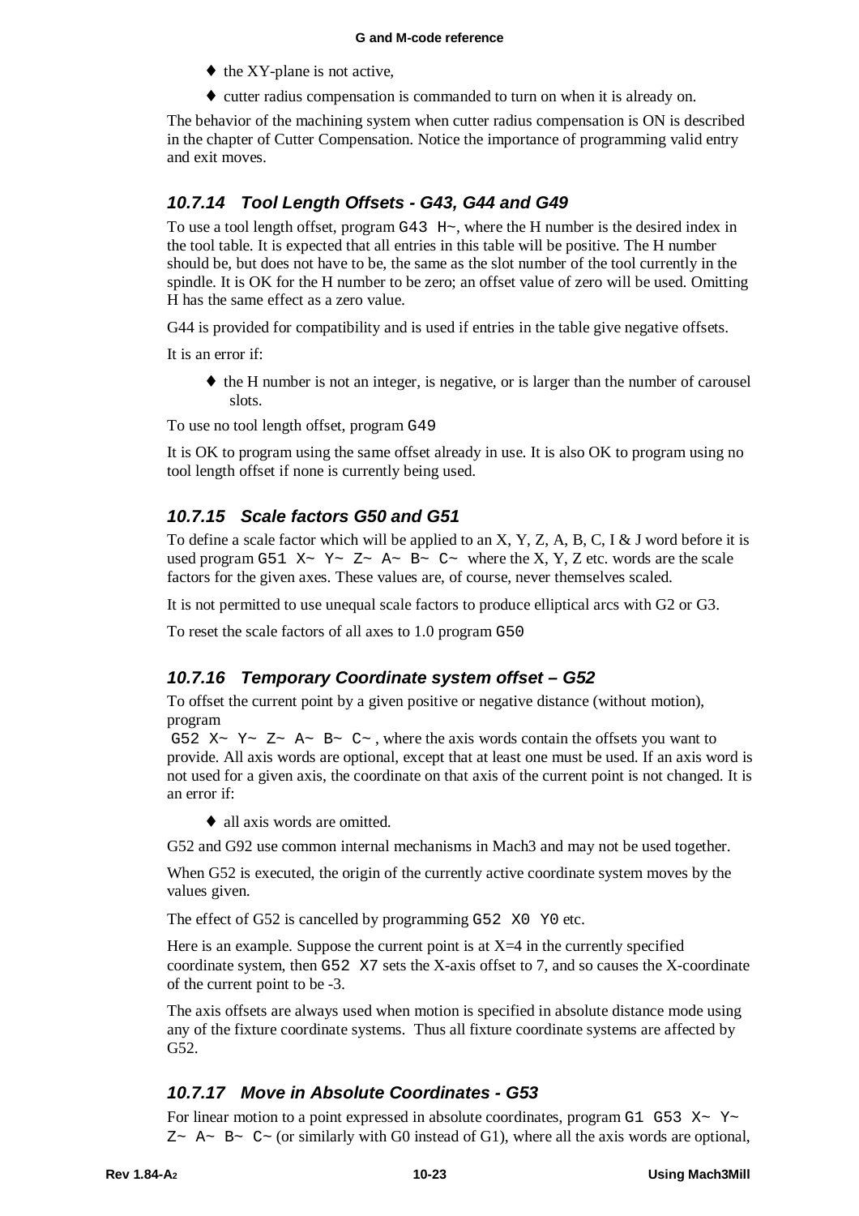- the XY-plane is not active,
- cutter radius compensation is commanded to turn on when it is already on.

The behavior of the machining system when cutter radius compensation is ON is described in the chapter of Cutter Compensation. Notice the importance of programming valid entry and exit moves.

### 10.7.14 Tool Length Offsets - G43, G44 and G49

To use a tool length offset, program `G43 H~`, where the H number is the desired index in the tool table. It is expected that all entries in this table will be positive. The H number should be, but does not have to be, the same as the slot number of the tool currently in the spindle. It is OK for the H number to be zero; an offset value of zero will be used. Omitting H has the same effect as a zero value.

G44 is provided for compatibility and is used if entries in the table give negative offsets.

It is an error if:

- the H number is not an integer, is negative, or is larger than the number of carousel slots.

To use no tool length offset, program `G49`

It is OK to program using the same offset already in use. It is also OK to program using no tool length offset if none is currently being used.

### 10.7.15 Scale factors G50 and G51

To define a scale factor which will be applied to an X, Y, Z, A, B, C, I & J word before it is used program `G51 X~ Y~ Z~ A~ B~ C~` where the X, Y, Z etc. words are the scale factors for the given axes. These values are, of course, never themselves scaled.

It is not permitted to use unequal scale factors to produce elliptical arcs with G2 or G3.

To reset the scale factors of all axes to 1.0 program `G50`

### 10.7.16 Temporary Coordinate system offset – G52

To offset the current point by a given positive or negative distance (without motion), program
`G52 X~ Y~ Z~ A~ B~ C~` , where the axis words contain the offsets you want to provide. All axis words are optional, except that at least one must be used. If an axis word is not used for a given axis, the coordinate on that axis of the current point is not changed. It is an error if:

- all axis words are omitted.

G52 and G92 use common internal mechanisms in Mach3 and may not be used together.

When G52 is executed, the origin of the currently active coordinate system moves by the values given.

The effect of G52 is cancelled by programming `G52 X0 Y0` etc.

Here is an example. Suppose the current point is at X=4 in the currently specified coordinate system, then `G52 X7` sets the X-axis offset to 7, and so causes the X-coordinate of the current point to be -3.

The axis offsets are always used when motion is specified in absolute distance mode using any of the fixture coordinate systems. Thus all fixture coordinate systems are affected by G52.

### 10.7.17 Move in Absolute Coordinates - G53

For linear motion to a point expressed in absolute coordinates, program `G1 G53 X~ Y~ Z~ A~ B~ C~` (or similarly with G0 instead of G1), where all the axis words are optional,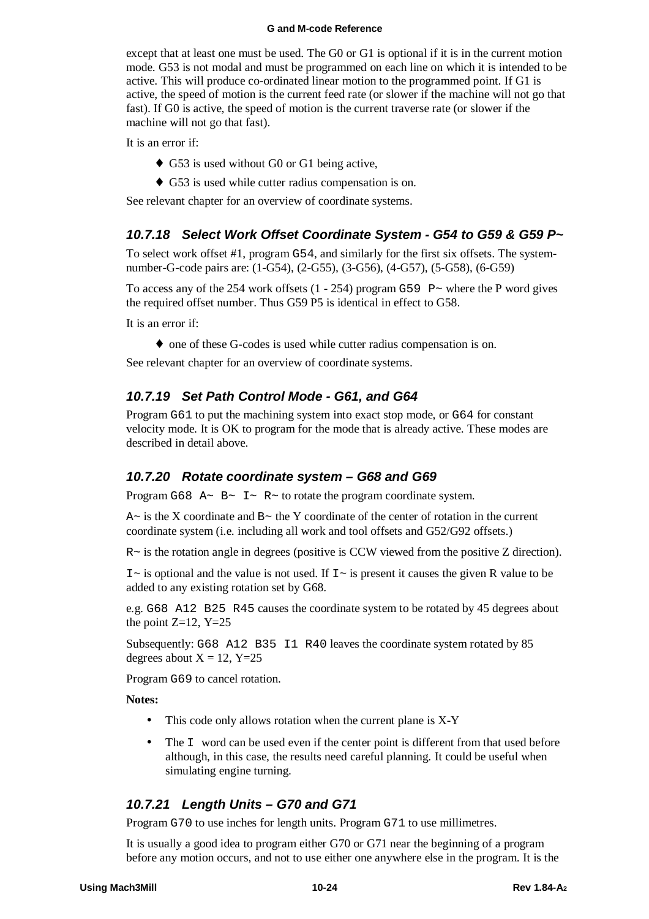except that at least one must be used. The G0 or G1 is optional if it is in the current motion mode. G53 is not modal and must be programmed on each line on which it is intended to be active. This will produce co-ordinated linear motion to the programmed point. If G1 is active, the speed of motion is the current feed rate (or slower if the machine will not go that fast). If G0 is active, the speed of motion is the current traverse rate (or slower if the machine will not go that fast).

It is an error if:

- G53 is used without G0 or G1 being active,
- G53 is used while cutter radius compensation is on.

See relevant chapter for an overview of coordinate systems.

### 10.7.18 Select Work Offset Coordinate System - G54 to G59 & G59 P~

To select work offset #1, program `G54`, and similarly for the first six offsets. The system-number-G-code pairs are: (1-G54), (2-G55), (3-G56), (4-G57), (5-G58), (6-G59)

To access any of the 254 work offsets (1 - 254) program `G59 P~` where the P word gives the required offset number. Thus G59 P5 is identical in effect to G58.

It is an error if:

- one of these G-codes is used while cutter radius compensation is on.

See relevant chapter for an overview of coordinate systems.

### 10.7.19 Set Path Control Mode - G61, and G64

Program `G61` to put the machining system into exact stop mode, or `G64` for constant velocity mode. It is OK to program for the mode that is already active. These modes are described in detail above.

### 10.7.20 Rotate coordinate system – G68 and G69

Program `G68 A~ B~ I~ R~` to rotate the program coordinate system.

`A~` is the X coordinate and `B~` the Y coordinate of the center of rotation in the current coordinate system (i.e. including all work and tool offsets and G52/G92 offsets.)

`R~` is the rotation angle in degrees (positive is CCW viewed from the positive Z direction).

`I~` is optional and the value is not used. If `I~` is present it causes the given R value to be added to any existing rotation set by G68.

e.g. `G68 A12 B25 R45` causes the coordinate system to be rotated by 45 degrees about the point Z=12, Y=25

Subsequently: `G68 A12 B35 I1 R40` leaves the coordinate system rotated by 85 degrees about X = 12, Y=25

Program `G69` to cancel rotation.

**Notes:**

- This code only allows rotation when the current plane is X-Y
- The `I` word can be used even if the center point is different from that used before although, in this case, the results need careful planning. It could be useful when simulating engine turning.

### 10.7.21 Length Units – G70 and G71

Program `G70` to use inches for length units. Program `G71` to use millimetres.

It is usually a good idea to program either G70 or G71 near the beginning of a program before any motion occurs, and not to use either one anywhere else in the program. It is the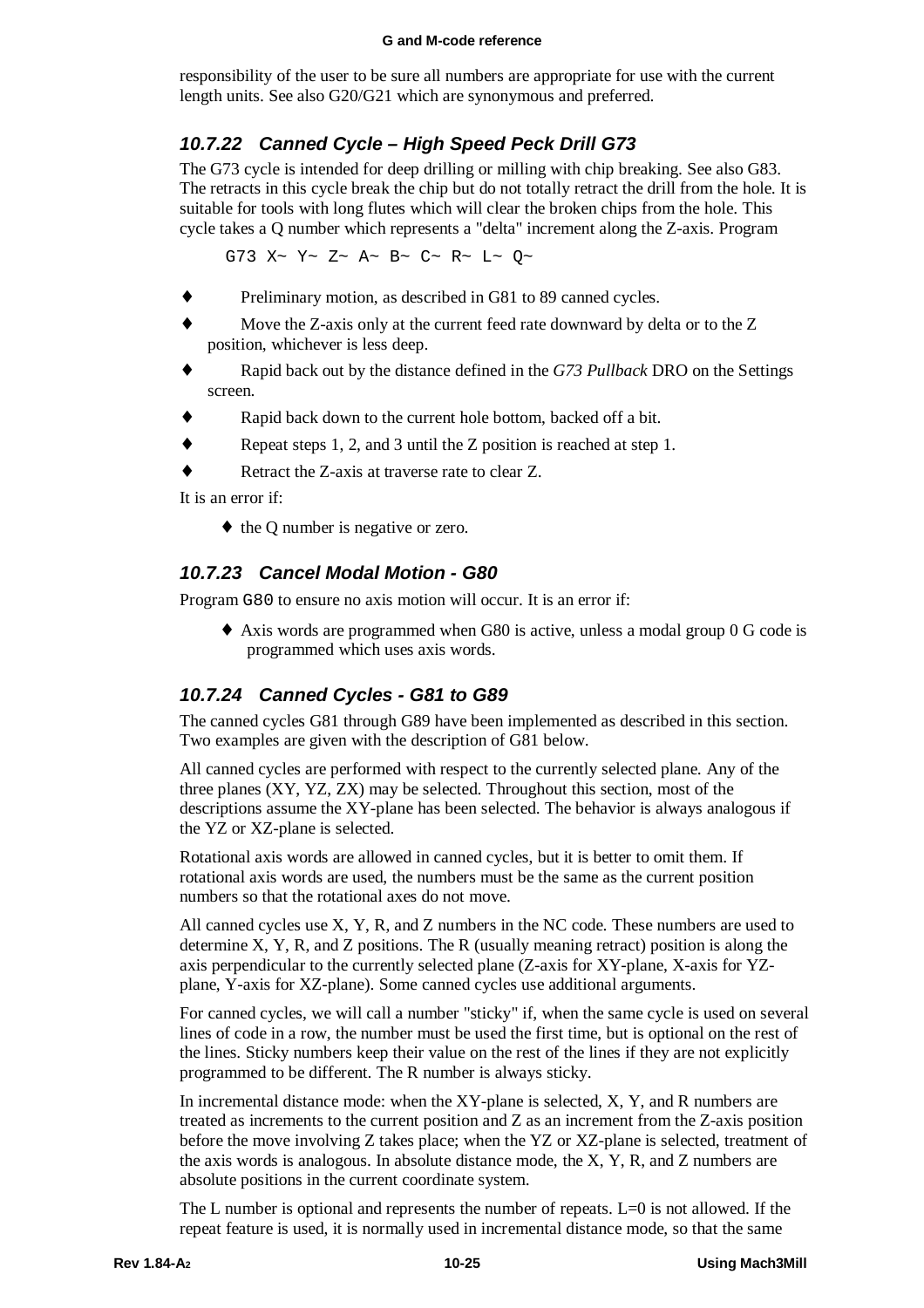responsibility of the user to be sure all numbers are appropriate for use with the current length units. See also G20/G21 which are synonymous and preferred.

### 10.7.22 Canned Cycle – High Speed Peck Drill G73

The G73 cycle is intended for deep drilling or milling with chip breaking. See also G83. The retracts in this cycle break the chip but do not totally retract the drill from the hole. It is suitable for tools with long flutes which will clear the broken chips from the hole. This cycle takes a Q number which represents a "delta" increment along the Z-axis. Program

```
G73 X~ Y~ Z~ A~ B~ C~ R~ L~ Q~
```

- Preliminary motion, as described in G81 to 89 canned cycles.
- Move the Z-axis only at the current feed rate downward by delta or to the Z position, whichever is less deep.
- Rapid back out by the distance defined in the *G73 Pullback* DRO on the Settings screen.
- Rapid back down to the current hole bottom, backed off a bit.
- Repeat steps 1, 2, and 3 until the Z position is reached at step 1.
- Retract the Z-axis at traverse rate to clear Z.

It is an error if:

- the Q number is negative or zero.

### 10.7.23 Cancel Modal Motion - G80

Program `G80` to ensure no axis motion will occur. It is an error if:

- Axis words are programmed when G80 is active, unless a modal group 0 G code is programmed which uses axis words.

### 10.7.24 Canned Cycles - G81 to G89

The canned cycles G81 through G89 have been implemented as described in this section. Two examples are given with the description of G81 below.

All canned cycles are performed with respect to the currently selected plane. Any of the three planes (XY, YZ, ZX) may be selected. Throughout this section, most of the descriptions assume the XY-plane has been selected. The behavior is always analogous if the YZ or XZ-plane is selected.

Rotational axis words are allowed in canned cycles, but it is better to omit them. If rotational axis words are used, the numbers must be the same as the current position numbers so that the rotational axes do not move.

All canned cycles use X, Y, R, and Z numbers in the NC code. These numbers are used to determine X, Y, R, and Z positions. The R (usually meaning retract) position is along the axis perpendicular to the currently selected plane (Z-axis for XY-plane, X-axis for YZ-plane, Y-axis for XZ-plane). Some canned cycles use additional arguments.

For canned cycles, we will call a number "sticky" if, when the same cycle is used on several lines of code in a row, the number must be used the first time, but is optional on the rest of the lines. Sticky numbers keep their value on the rest of the lines if they are not explicitly programmed to be different. The R number is always sticky.

In incremental distance mode: when the XY-plane is selected, X, Y, and R numbers are treated as increments to the current position and Z as an increment from the Z-axis position before the move involving Z takes place; when the YZ or XZ-plane is selected, treatment of the axis words is analogous. In absolute distance mode, the X, Y, R, and Z numbers are absolute positions in the current coordinate system.

The L number is optional and represents the number of repeats. L=0 is not allowed. If the repeat feature is used, it is normally used in incremental distance mode, so that the same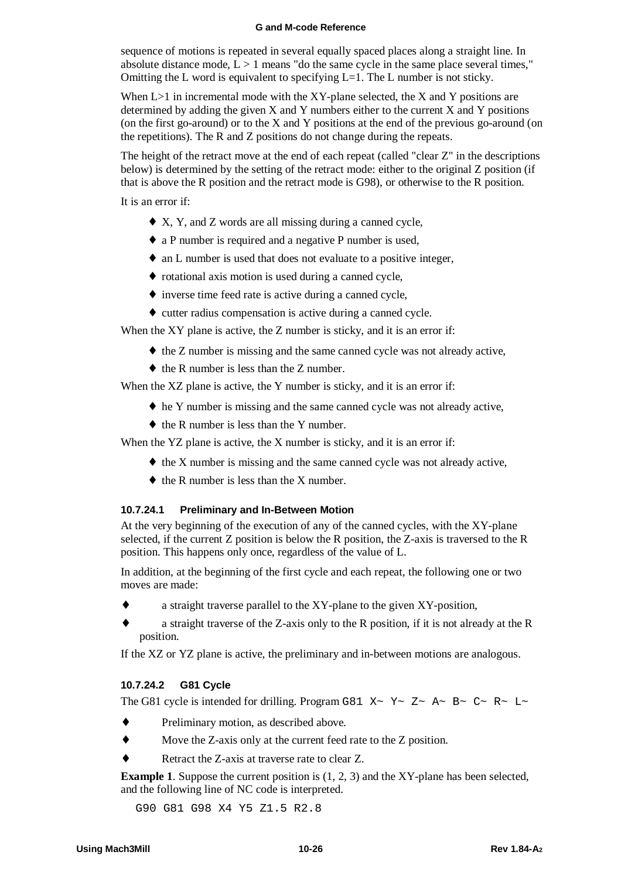sequence of motions is repeated in several equally spaced places along a straight line. In absolute distance mode, L > 1 means "do the same cycle in the same place several times," Omitting the L word is equivalent to specifying L=1. The L number is not sticky.

When L>1 in incremental mode with the XY-plane selected, the X and Y positions are determined by adding the given X and Y numbers either to the current X and Y positions (on the first go-around) or to the X and Y positions at the end of the previous go-around (on the repetitions). The R and Z positions do not change during the repeats.

The height of the retract move at the end of each repeat (called "clear Z" in the descriptions below) is determined by the setting of the retract mode: either to the original Z position (if that is above the R position and the retract mode is G98), or otherwise to the R position.

It is an error if:

- X, Y, and Z words are all missing during a canned cycle,
- a P number is required and a negative P number is used,
- an L number is used that does not evaluate to a positive integer,
- rotational axis motion is used during a canned cycle,
- inverse time feed rate is active during a canned cycle,
- cutter radius compensation is active during a canned cycle.

When the XY plane is active, the Z number is sticky, and it is an error if:

- the Z number is missing and the same canned cycle was not already active,
- the R number is less than the Z number.

When the XZ plane is active, the Y number is sticky, and it is an error if:

- he Y number is missing and the same canned cycle was not already active,
- the R number is less than the Y number.

When the YZ plane is active, the X number is sticky, and it is an error if:

- the X number is missing and the same canned cycle was not already active,
- the R number is less than the X number.

#### 10.7.24.1 Preliminary and In-Between Motion

At the very beginning of the execution of any of the canned cycles, with the XY-plane selected, if the current Z position is below the R position, the Z-axis is traversed to the R position. This happens only once, regardless of the value of L.

In addition, at the beginning of the first cycle and each repeat, the following one or two moves are made:

- a straight traverse parallel to the XY-plane to the given XY-position,
- a straight traverse of the Z-axis only to the R position, if it is not already at the R position.

If the XZ or YZ plane is active, the preliminary and in-between motions are analogous.

#### 10.7.24.2 G81 Cycle

The G81 cycle is intended for drilling. Program `G81 X~ Y~ Z~ A~ B~ C~ R~ L~`

- Preliminary motion, as described above.
- Move the Z-axis only at the current feed rate to the Z position.
- Retract the Z-axis at traverse rate to clear Z.

**Example 1**. Suppose the current position is (1, 2, 3) and the XY-plane has been selected, and the following line of NC code is interpreted.

```
G90 G81 G98 X4 Y5 Z1.5 R2.8
```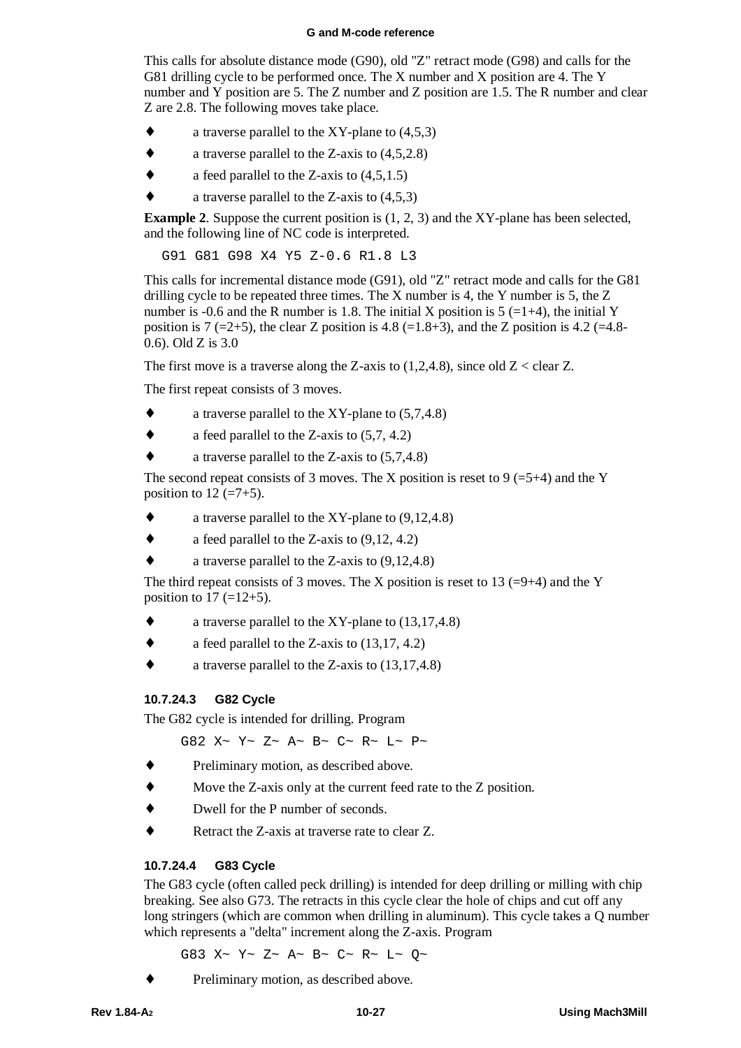This calls for absolute distance mode (G90), old "Z" retract mode (G98) and calls for the G81 drilling cycle to be performed once. The X number and X position are 4. The Y number and Y position are 5. The Z number and Z position are 1.5. The R number and clear Z are 2.8. The following moves take place.

- a traverse parallel to the XY-plane to (4,5,3)
- a traverse parallel to the Z-axis to (4,5,2.8)
- a feed parallel to the Z-axis to (4,5,1.5)
- a traverse parallel to the Z-axis to (4,5,3)

**Example 2**. Suppose the current position is (1, 2, 3) and the XY-plane has been selected, and the following line of NC code is interpreted.

```
G91 G81 G98 X4 Y5 Z-0.6 R1.8 L3
```

This calls for incremental distance mode (G91), old "Z" retract mode and calls for the G81 drilling cycle to be repeated three times. The X number is 4, the Y number is 5, the Z number is -0.6 and the R number is 1.8. The initial X position is 5 (=1+4), the initial Y position is 7 (=2+5), the clear Z position is 4.8 (=1.8+3), and the Z position is 4.2 (=4.8-0.6). Old Z is 3.0

The first move is a traverse along the Z-axis to (1,2,4.8), since old Z < clear Z.

The first repeat consists of 3 moves.

- a traverse parallel to the XY-plane to (5,7,4.8)
- a feed parallel to the Z-axis to (5,7, 4.2)
- a traverse parallel to the Z-axis to (5,7,4.8)

The second repeat consists of 3 moves. The X position is reset to 9 (=5+4) and the Y position to 12 (=7+5).

- a traverse parallel to the XY-plane to (9,12,4.8)
- a feed parallel to the Z-axis to (9,12, 4.2)
- a traverse parallel to the Z-axis to (9,12,4.8)

The third repeat consists of 3 moves. The X position is reset to 13 (=9+4) and the Y position to 17 (=12+5).

- a traverse parallel to the XY-plane to (13,17,4.8)
- a feed parallel to the Z-axis to (13,17, 4.2)
- a traverse parallel to the Z-axis to (13,17,4.8)

#### 10.7.24.3 G82 Cycle

The G82 cycle is intended for drilling. Program

```
G82 X~ Y~ Z~ A~ B~ C~ R~ L~ P~
```

- Preliminary motion, as described above.
- Move the Z-axis only at the current feed rate to the Z position.
- Dwell for the P number of seconds.
- Retract the Z-axis at traverse rate to clear Z.

#### 10.7.24.4 G83 Cycle

The G83 cycle (often called peck drilling) is intended for deep drilling or milling with chip breaking. See also G73. The retracts in this cycle clear the hole of chips and cut off any long stringers (which are common when drilling in aluminum). This cycle takes a Q number which represents a "delta" increment along the Z-axis. Program

```
G83 X~ Y~ Z~ A~ B~ C~ R~ L~ Q~
```

- Preliminary motion, as described above.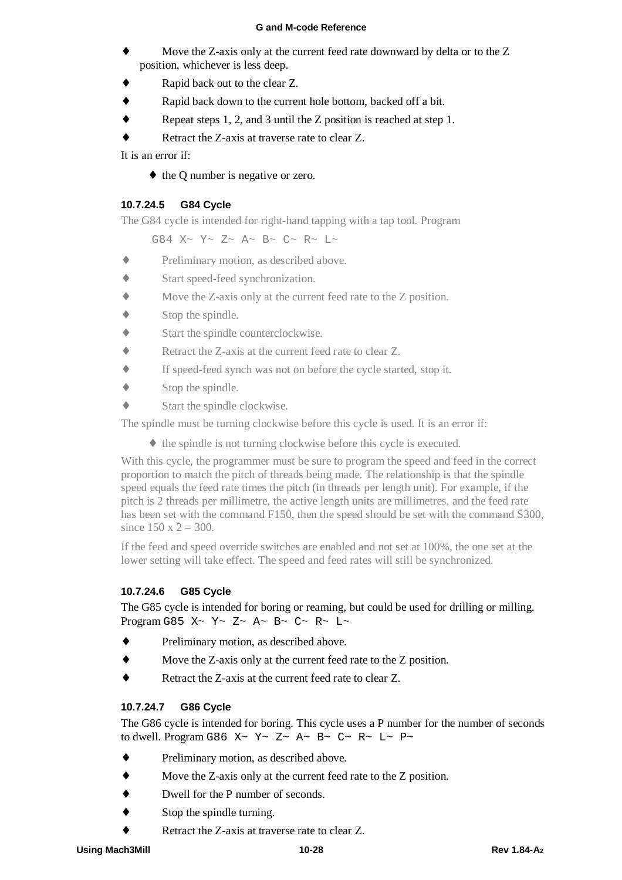- Move the Z-axis only at the current feed rate downward by delta or to the Z position, whichever is less deep.
- Rapid back out to the clear Z.
- Rapid back down to the current hole bottom, backed off a bit.
- Repeat steps 1, 2, and 3 until the Z position is reached at step 1.
- Retract the Z-axis at traverse rate to clear Z.

It is an error if:

- the Q number is negative or zero.

#### 10.7.24.5 G84 Cycle

The G84 cycle is intended for right-hand tapping with a tap tool. Program

```
G84 X~ Y~ Z~ A~ B~ C~ R~ L~
```

- Preliminary motion, as described above.
- Start speed-feed synchronization.
- Move the Z-axis only at the current feed rate to the Z position.
- Stop the spindle.
- Start the spindle counterclockwise.
- Retract the Z-axis at the current feed rate to clear Z.
- If speed-feed synch was not on before the cycle started, stop it.
- Stop the spindle.
- Start the spindle clockwise.

The spindle must be turning clockwise before this cycle is used. It is an error if:

- the spindle is not turning clockwise before this cycle is executed.

With this cycle, the programmer must be sure to program the speed and feed in the correct proportion to match the pitch of threads being made. The relationship is that the spindle speed equals the feed rate times the pitch (in threads per length unit). For example, if the pitch is 2 threads per millimetre, the active length units are millimetres, and the feed rate has been set with the command F150, then the speed should be set with the command S300, since 150 x 2 = 300.

If the feed and speed override switches are enabled and not set at 100%, the one set at the lower setting will take effect. The speed and feed rates will still be synchronized.

#### 10.7.24.6 G85 Cycle

The G85 cycle is intended for boring or reaming, but could be used for drilling or milling. Program `G85 X~ Y~ Z~ A~ B~ C~ R~ L~`

- Preliminary motion, as described above.
- Move the Z-axis only at the current feed rate to the Z position.
- Retract the Z-axis at the current feed rate to clear Z.

#### 10.7.24.7 G86 Cycle

The G86 cycle is intended for boring. This cycle uses a P number for the number of seconds to dwell. Program `G86 X~ Y~ Z~ A~ B~ C~ R~ L~ P~`

- Preliminary motion, as described above.
- Move the Z-axis only at the current feed rate to the Z position.
- Dwell for the P number of seconds.
- Stop the spindle turning.
- Retract the Z-axis at traverse rate to clear Z.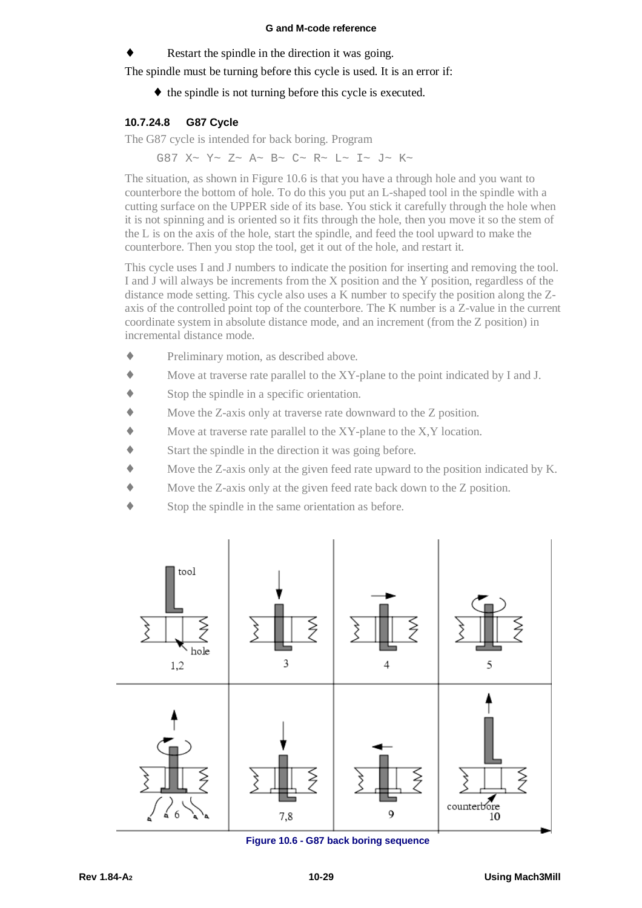- Restart the spindle in the direction it was going.

The spindle must be turning before this cycle is used. It is an error if:

- the spindle is not turning before this cycle is executed.

#### 10.7.24.8 G87 Cycle

The G87 cycle is intended for back boring. Program

```
G87 X~ Y~ Z~ A~ B~ C~ R~ L~ I~ J~ K~
```

The situation, as shown in Figure 10.6 is that you have a through hole and you want to counterbore the bottom of hole. To do this you put an L-shaped tool in the spindle with a cutting surface on the UPPER side of its base. You stick it carefully through the hole when it is not spinning and is oriented so it fits through the hole, then you move it so the stem of the L is on the axis of the hole, start the spindle, and feed the tool upward to make the counterbore. Then you stop the tool, get it out of the hole, and restart it.

This cycle uses I and J numbers to indicate the position for inserting and removing the tool. I and J will always be increments from the X position and the Y position, regardless of the distance mode setting. This cycle also uses a K number to specify the position along the Z-axis of the controlled point top of the counterbore. The K number is a Z-value in the current coordinate system in absolute distance mode, and an increment (from the Z position) in incremental distance mode.

- Preliminary motion, as described above.
- Move at traverse rate parallel to the XY-plane to the point indicated by I and J.
- Stop the spindle in a specific orientation.
- Move the Z-axis only at traverse rate downward to the Z position.
- Move at traverse rate parallel to the XY-plane to the X,Y location.
- Start the spindle in the direction it was going before.
- Move the Z-axis only at the given feed rate upward to the position indicated by K.
- Move the Z-axis only at the given feed rate back down to the Z position.
- Stop the spindle in the same orientation as before.

Figure 10.6 - G87 back boring sequence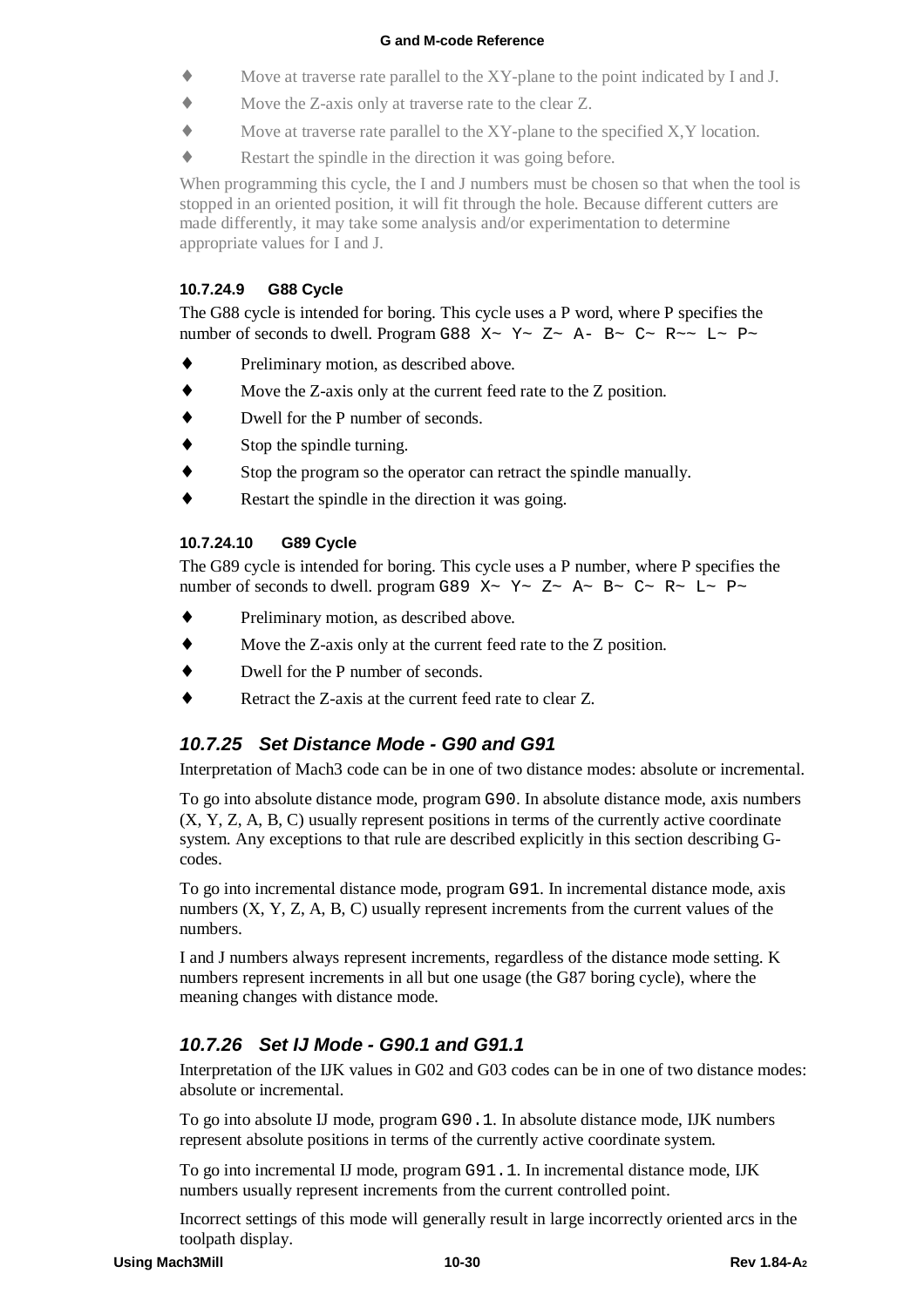- Move at traverse rate parallel to the XY-plane to the point indicated by I and J.
- Move the Z-axis only at traverse rate to the clear Z.
- Move at traverse rate parallel to the XY-plane to the specified X,Y location.
- Restart the spindle in the direction it was going before.

When programming this cycle, the I and J numbers must be chosen so that when the tool is stopped in an oriented position, it will fit through the hole. Because different cutters are made differently, it may take some analysis and/or experimentation to determine appropriate values for I and J.

#### 10.7.24.9 G88 Cycle

The G88 cycle is intended for boring. This cycle uses a P word, where P specifies the number of seconds to dwell. Program `G88 X~ Y~ Z~ A- B~ C~ R~~ L~ P~`

- Preliminary motion, as described above.
- Move the Z-axis only at the current feed rate to the Z position.
- Dwell for the P number of seconds.
- Stop the spindle turning.
- Stop the program so the operator can retract the spindle manually.
- Restart the spindle in the direction it was going.

#### 10.7.24.10 G89 Cycle

The G89 cycle is intended for boring. This cycle uses a P number, where P specifies the number of seconds to dwell. program `G89 X~ Y~ Z~ A~ B~ C~ R~ L~ P~`

- Preliminary motion, as described above.
- Move the Z-axis only at the current feed rate to the Z position.
- Dwell for the P number of seconds.
- Retract the Z-axis at the current feed rate to clear Z.

### *10.7.25 Set Distance Mode - G90 and G91*

Interpretation of Mach3 code can be in one of two distance modes: absolute or incremental.

To go into absolute distance mode, program `G90`. In absolute distance mode, axis numbers (X, Y, Z, A, B, C) usually represent positions in terms of the currently active coordinate system. Any exceptions to that rule are described explicitly in this section describing G-codes.

To go into incremental distance mode, program `G91`. In incremental distance mode, axis numbers (X, Y, Z, A, B, C) usually represent increments from the current values of the numbers.

I and J numbers always represent increments, regardless of the distance mode setting. K numbers represent increments in all but one usage (the G87 boring cycle), where the meaning changes with distance mode.

### *10.7.26 Set IJ Mode - G90.1 and G91.1*

Interpretation of the IJK values in G02 and G03 codes can be in one of two distance modes: absolute or incremental.

To go into absolute IJ mode, program `G90.1`. In absolute distance mode, IJK numbers represent absolute positions in terms of the currently active coordinate system.

To go into incremental IJ mode, program `G91.1`. In incremental distance mode, IJK numbers usually represent increments from the current controlled point.

Incorrect settings of this mode will generally result in large incorrectly oriented arcs in the toolpath display.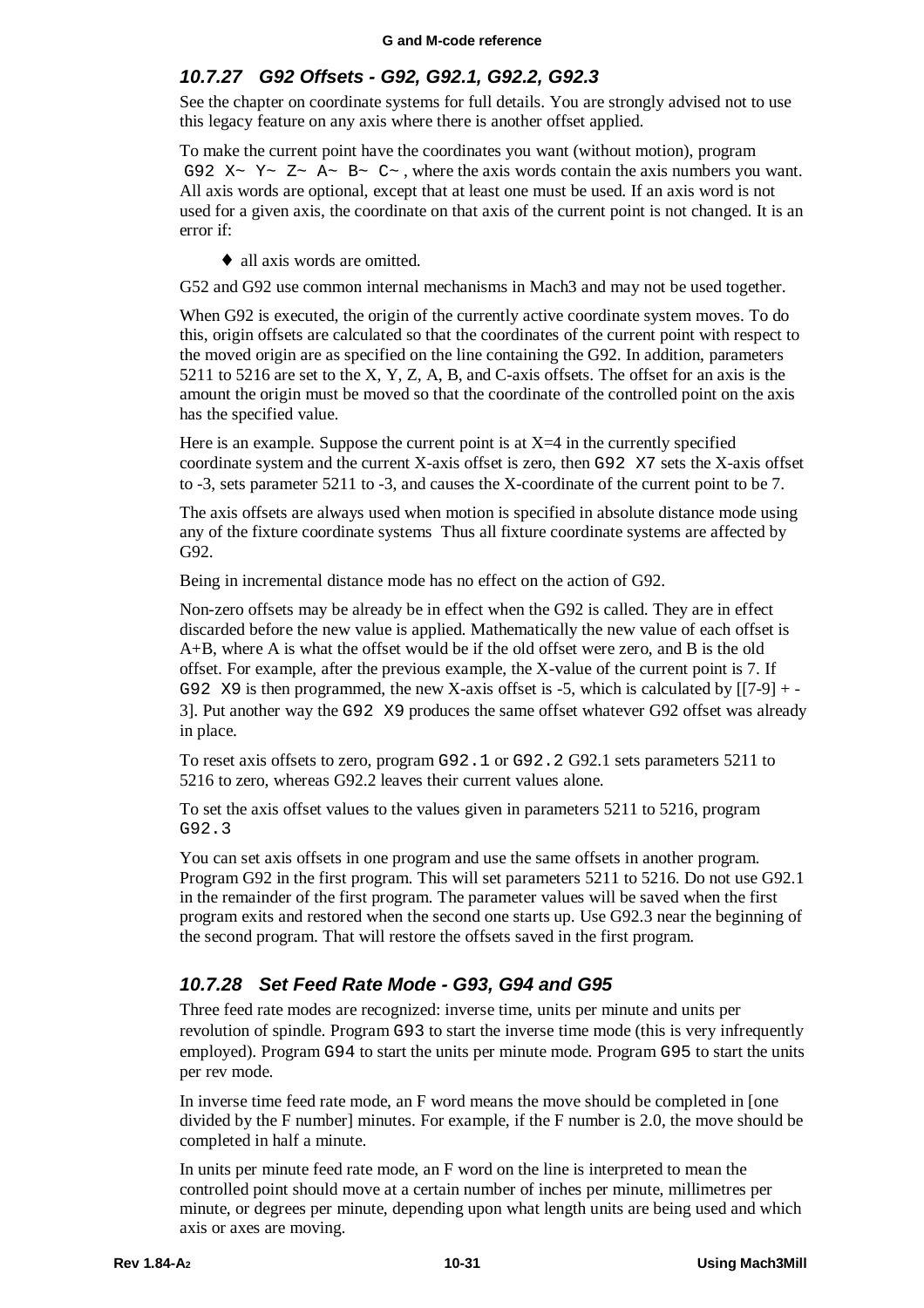### 10.7.27 G92 Offsets - G92, G92.1, G92.2, G92.3

See the chapter on coordinate systems for full details. You are strongly advised not to use this legacy feature on any axis where there is another offset applied.

To make the current point have the coordinates you want (without motion), program `G92 X~ Y~ Z~ A~ B~ C~`, where the axis words contain the axis numbers you want. All axis words are optional, except that at least one must be used. If an axis word is not used for a given axis, the coordinate on that axis of the current point is not changed. It is an error if:

- all axis words are omitted.

G52 and G92 use common internal mechanisms in Mach3 and may not be used together.

When G92 is executed, the origin of the currently active coordinate system moves. To do this, origin offsets are calculated so that the coordinates of the current point with respect to the moved origin are as specified on the line containing the G92. In addition, parameters 5211 to 5216 are set to the X, Y, Z, A, B, and C-axis offsets. The offset for an axis is the amount the origin must be moved so that the coordinate of the controlled point on the axis has the specified value.

Here is an example. Suppose the current point is at X=4 in the currently specified coordinate system and the current X-axis offset is zero, then `G92 X7` sets the X-axis offset to -3, sets parameter 5211 to -3, and causes the X-coordinate of the current point to be 7.

The axis offsets are always used when motion is specified in absolute distance mode using any of the fixture coordinate systems Thus all fixture coordinate systems are affected by G92.

Being in incremental distance mode has no effect on the action of G92.

Non-zero offsets may be already be in effect when the G92 is called. They are in effect discarded before the new value is applied. Mathematically the new value of each offset is A+B, where A is what the offset would be if the old offset were zero, and B is the old offset. For example, after the previous example, the X-value of the current point is 7. If `G92 X9` is then programmed, the new X-axis offset is -5, which is calculated by [[7-9] + -3]. Put another way the `G92 X9` produces the same offset whatever G92 offset was already in place.

To reset axis offsets to zero, program `G92.1` or `G92.2` G92.1 sets parameters 5211 to 5216 to zero, whereas G92.2 leaves their current values alone.

To set the axis offset values to the values given in parameters 5211 to 5216, program `G92.3`

You can set axis offsets in one program and use the same offsets in another program. Program G92 in the first program. This will set parameters 5211 to 5216. Do not use G92.1 in the remainder of the first program. The parameter values will be saved when the first program exits and restored when the second one starts up. Use G92.3 near the beginning of the second program. That will restore the offsets saved in the first program.

### 10.7.28 Set Feed Rate Mode - G93, G94 and G95

Three feed rate modes are recognized: inverse time, units per minute and units per revolution of spindle. Program `G93` to start the inverse time mode (this is very infrequently employed). Program `G94` to start the units per minute mode. Program `G95` to start the units per rev mode.

In inverse time feed rate mode, an F word means the move should be completed in [one divided by the F number] minutes. For example, if the F number is 2.0, the move should be completed in half a minute.

In units per minute feed rate mode, an F word on the line is interpreted to mean the controlled point should move at a certain number of inches per minute, millimetres per minute, or degrees per minute, depending upon what length units are being used and which axis or axes are moving.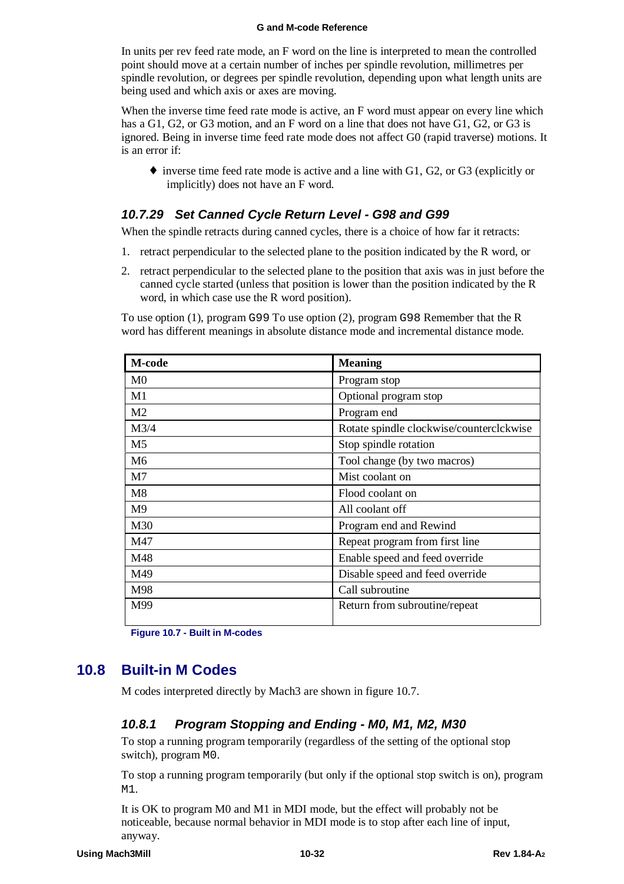In units per rev feed rate mode, an F word on the line is interpreted to mean the controlled point should move at a certain number of inches per spindle revolution, millimetres per spindle revolution, or degrees per spindle revolution, depending upon what length units are being used and which axis or axes are moving.

When the inverse time feed rate mode is active, an F word must appear on every line which has a G1, G2, or G3 motion, and an F word on a line that does not have G1, G2, or G3 is ignored. Being in inverse time feed rate mode does not affect G0 (rapid traverse) motions. It is an error if:

- inverse time feed rate mode is active and a line with G1, G2, or G3 (explicitly or implicitly) does not have an F word.

### 10.7.29 Set Canned Cycle Return Level - G98 and G99

When the spindle retracts during canned cycles, there is a choice of how far it retracts:

1. retract perpendicular to the selected plane to the position indicated by the R word, or
2. retract perpendicular to the selected plane to the position that axis was in just before the canned cycle started (unless that position is lower than the position indicated by the R word, in which case use the R word position).

To use option (1), program `G99` To use option (2), program `G98` Remember that the R word has different meanings in absolute distance mode and incremental distance mode.

| M-code | Meaning |
|---|---|
| M0 | Program stop |
| M1 | Optional program stop |
| M2 | Program end |
| M3/4 | Rotate spindle clockwise/counterclckwise |
| M5 | Stop spindle rotation |
| M6 | Tool change (by two macros) |
| M7 | Mist coolant on |
| M8 | Flood coolant on |
| M9 | All coolant off |
| M30 | Program end and Rewind |
| M47 | Repeat program from first line |
| M48 | Enable speed and feed override |
| M49 | Disable speed and feed override |
| M98 | Call subroutine |
| M99 | Return from subroutine/repeat |

Figure 10.7 - Built in M-codes

## 10.8 Built-in M Codes

M codes interpreted directly by Mach3 are shown in figure 10.7.

### 10.8.1 Program Stopping and Ending - M0, M1, M2, M30

To stop a running program temporarily (regardless of the setting of the optional stop switch), program `M0`.

To stop a running program temporarily (but only if the optional stop switch is on), program `M1`.

It is OK to program M0 and M1 in MDI mode, but the effect will probably not be noticeable, because normal behavior in MDI mode is to stop after each line of input, anyway.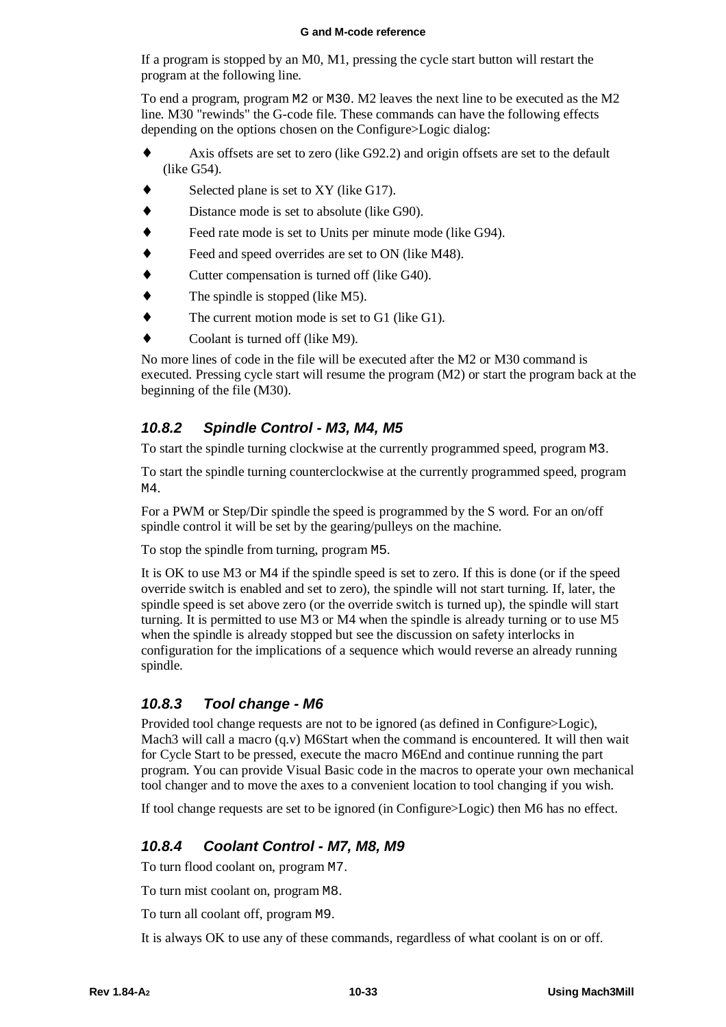If a program is stopped by an M0, M1, pressing the cycle start button will restart the program at the following line.

To end a program, program `M2` or `M30`. M2 leaves the next line to be executed as the M2 line. M30 "rewinds" the G-code file. These commands can have the following effects depending on the options chosen on the Configure>Logic dialog:

- Axis offsets are set to zero (like G92.2) and origin offsets are set to the default (like G54).
- Selected plane is set to XY (like G17).
- Distance mode is set to absolute (like G90).
- Feed rate mode is set to Units per minute mode (like G94).
- Feed and speed overrides are set to ON (like M48).
- Cutter compensation is turned off (like G40).
- The spindle is stopped (like M5).
- The current motion mode is set to G1 (like G1).
- Coolant is turned off (like M9).

No more lines of code in the file will be executed after the M2 or M30 command is executed. Pressing cycle start will resume the program (M2) or start the program back at the beginning of the file (M30).

### 10.8.2 Spindle Control - M3, M4, M5

To start the spindle turning clockwise at the currently programmed speed, program `M3`.

To start the spindle turning counterclockwise at the currently programmed speed, program `M4`.

For a PWM or Step/Dir spindle the speed is programmed by the S word. For an on/off spindle control it will be set by the gearing/pulleys on the machine.

To stop the spindle from turning, program `M5`.

It is OK to use M3 or M4 if the spindle speed is set to zero. If this is done (or if the speed override switch is enabled and set to zero), the spindle will not start turning. If, later, the spindle speed is set above zero (or the override switch is turned up), the spindle will start turning. It is permitted to use M3 or M4 when the spindle is already turning or to use M5 when the spindle is already stopped but see the discussion on safety interlocks in configuration for the implications of a sequence which would reverse an already running spindle.

### 10.8.3 Tool change - M6

Provided tool change requests are not to be ignored (as defined in Configure>Logic), Mach3 will call a macro (q.v) M6Start when the command is encountered. It will then wait for Cycle Start to be pressed, execute the macro M6End and continue running the part program. You can provide Visual Basic code in the macros to operate your own mechanical tool changer and to move the axes to a convenient location to tool changing if you wish.

If tool change requests are set to be ignored (in Configure>Logic) then M6 has no effect.

### 10.8.4 Coolant Control - M7, M8, M9

To turn flood coolant on, program `M7`.

To turn mist coolant on, program `M8`.

To turn all coolant off, program `M9`.

It is always OK to use any of these commands, regardless of what coolant is on or off.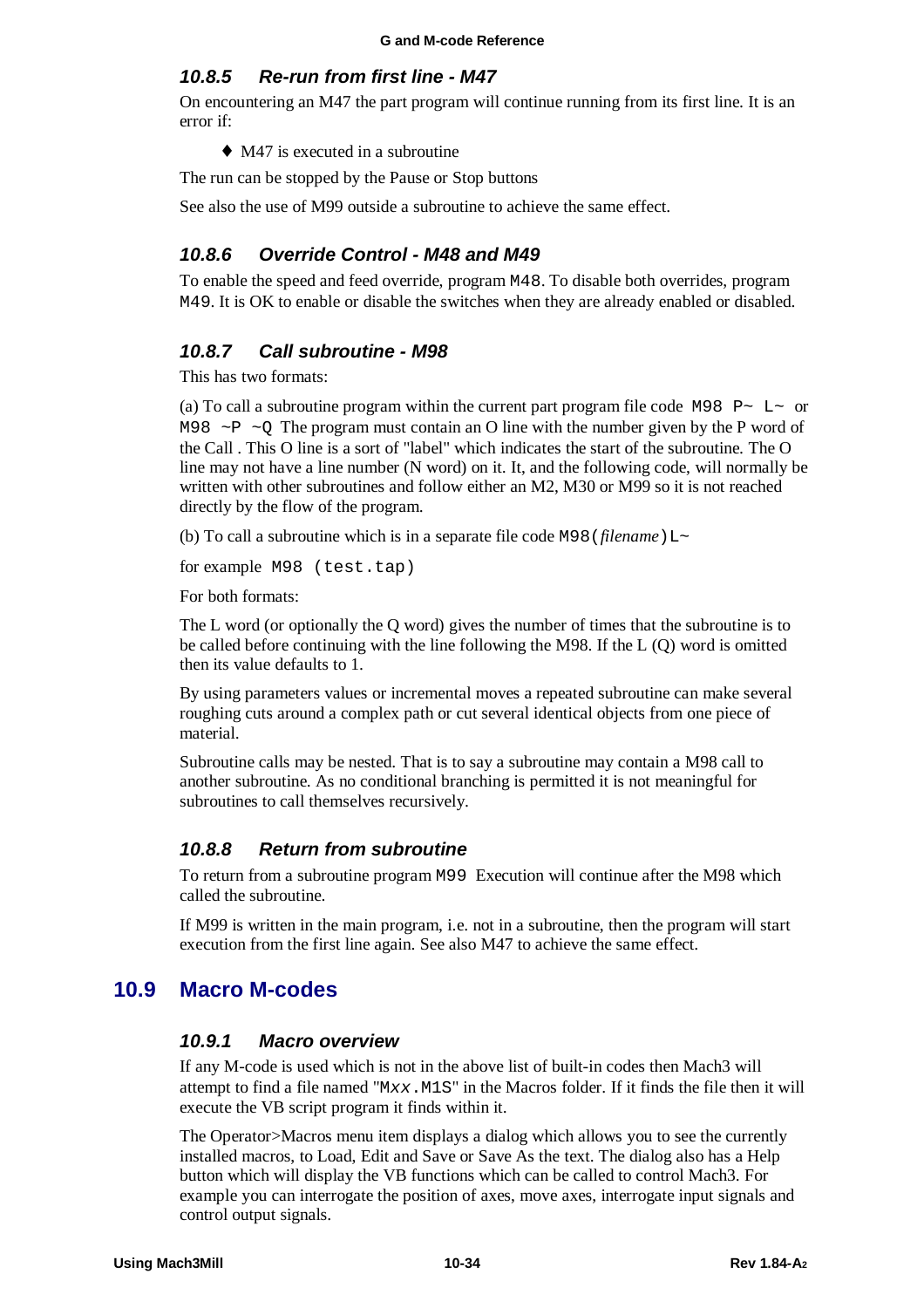#### 10.8.5 Re-run from first line - M47

On encountering an M47 the part program will continue running from its first line. It is an error if:

- M47 is executed in a subroutine

The run can be stopped by the Pause or Stop buttons

See also the use of M99 outside a subroutine to achieve the same effect.

#### 10.8.6 Override Control - M48 and M49

To enable the speed and feed override, program `M48`. To disable both overrides, program `M49`. It is OK to enable or disable the switches when they are already enabled or disabled.

#### 10.8.7 Call subroutine - M98

This has two formats:

(a) To call a subroutine program within the current part program file code `M98 P~ L~` or `M98 ~P ~Q` The program must contain an O line with the number given by the P word of the Call . This O line is a sort of "label" which indicates the start of the subroutine. The O line may not have a line number (N word) on it. It, and the following code, will normally be written with other subroutines and follow either an M2, M30 or M99 so it is not reached directly by the flow of the program.

(b) To call a subroutine which is in a separate file code `M98(`*filename*`)L~`

for example `M98 (test.tap)`

For both formats:

The L word (or optionally the Q word) gives the number of times that the subroutine is to be called before continuing with the line following the M98. If the L (Q) word is omitted then its value defaults to 1.

By using parameters values or incremental moves a repeated subroutine can make several roughing cuts around a complex path or cut several identical objects from one piece of material.

Subroutine calls may be nested. That is to say a subroutine may contain a M98 call to another subroutine. As no conditional branching is permitted it is not meaningful for subroutines to call themselves recursively.

#### 10.8.8 Return from subroutine

To return from a subroutine program `M99` Execution will continue after the M98 which called the subroutine.

If M99 is written in the main program, i.e. not in a subroutine, then the program will start execution from the first line again. See also M47 to achieve the same effect.

## 10.9 Macro M-codes

#### 10.9.1 Macro overview

If any M-code is used which is not in the above list of built-in codes then Mach3 will attempt to find a file named "M*xx*.M1S" in the Macros folder. If it finds the file then it will execute the VB script program it finds within it.

The Operator>Macros menu item displays a dialog which allows you to see the currently installed macros, to Load, Edit and Save or Save As the text. The dialog also has a Help button which will display the VB functions which can be called to control Mach3. For example you can interrogate the position of axes, move axes, interrogate input signals and control output signals.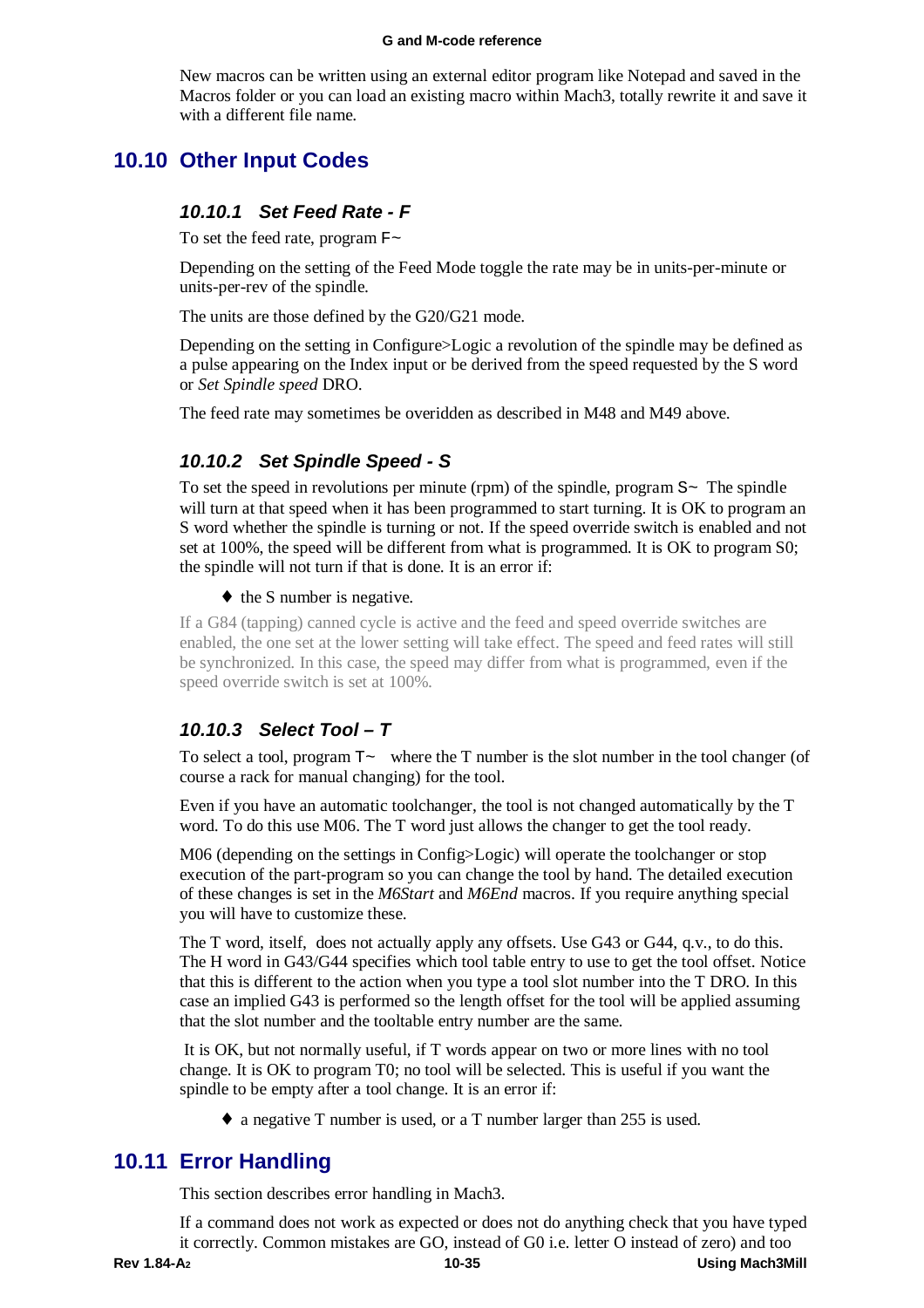New macros can be written using an external editor program like Notepad and saved in the Macros folder or you can load an existing macro within Mach3, totally rewrite it and save it with a different file name.

## 10.10 Other Input Codes

### 10.10.1 Set Feed Rate - F

To set the feed rate, program F~

Depending on the setting of the Feed Mode toggle the rate may be in units-per-minute or units-per-rev of the spindle.

The units are those defined by the G20/G21 mode.

Depending on the setting in Configure>Logic a revolution of the spindle may be defined as a pulse appearing on the Index input or be derived from the speed requested by the S word or *Set Spindle speed* DRO.

The feed rate may sometimes be overidden as described in M48 and M49 above.

### 10.10.2 Set Spindle Speed - S

To set the speed in revolutions per minute (rpm) of the spindle, program S~ The spindle will turn at that speed when it has been programmed to start turning. It is OK to program an S word whether the spindle is turning or not. If the speed override switch is enabled and not set at 100%, the speed will be different from what is programmed. It is OK to program S0; the spindle will not turn if that is done. It is an error if:

- the S number is negative.

If a G84 (tapping) canned cycle is active and the feed and speed override switches are enabled, the one set at the lower setting will take effect. The speed and feed rates will still be synchronized. In this case, the speed may differ from what is programmed, even if the speed override switch is set at 100%.

### 10.10.3 Select Tool – T

To select a tool, program T~ where the T number is the slot number in the tool changer (of course a rack for manual changing) for the tool.

Even if you have an automatic toolchanger, the tool is not changed automatically by the T word. To do this use M06. The T word just allows the changer to get the tool ready.

M06 (depending on the settings in Config>Logic) will operate the toolchanger or stop execution of the part-program so you can change the tool by hand. The detailed execution of these changes is set in the *M6Start* and *M6End* macros. If you require anything special you will have to customize these.

The T word, itself, does not actually apply any offsets. Use G43 or G44, q.v., to do this. The H word in G43/G44 specifies which tool table entry to use to get the tool offset. Notice that this is different to the action when you type a tool slot number into the T DRO. In this case an implied G43 is performed so the length offset for the tool will be applied assuming that the slot number and the tooltable entry number are the same.

It is OK, but not normally useful, if T words appear on two or more lines with no tool change. It is OK to program T0; no tool will be selected. This is useful if you want the spindle to be empty after a tool change. It is an error if:

- a negative T number is used, or a T number larger than 255 is used.

## 10.11 Error Handling

This section describes error handling in Mach3.

If a command does not work as expected or does not do anything check that you have typed it correctly. Common mistakes are GO, instead of G0 i.e. letter O instead of zero) and too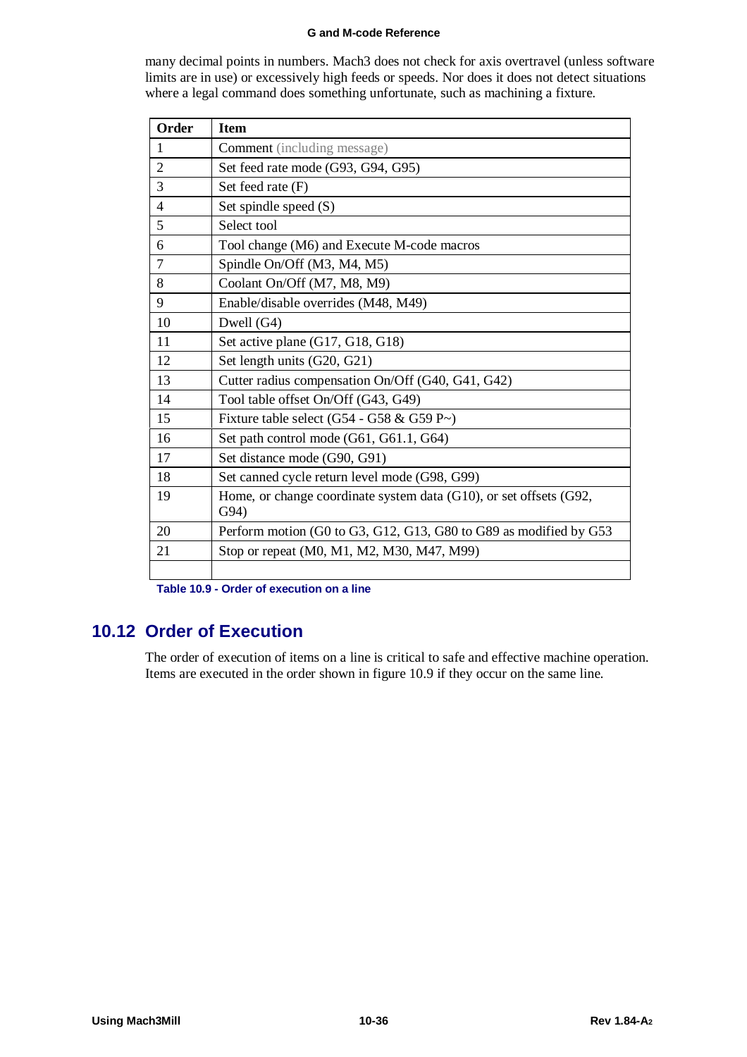many decimal points in numbers. Mach3 does not check for axis overtravel (unless software limits are in use) or excessively high feeds or speeds. Nor does it does not detect situations where a legal command does something unfortunate, such as machining a fixture.

| Order | Item |
|---|---|
| 1 | Comment (including message) |
| 2 | Set feed rate mode (G93, G94, G95) |
| 3 | Set feed rate (F) |
| 4 | Set spindle speed (S) |
| 5 | Select tool |
| 6 | Tool change (M6) and Execute M-code macros |
| 7 | Spindle On/Off (M3, M4, M5) |
| 8 | Coolant On/Off (M7, M8, M9) |
| 9 | Enable/disable overrides (M48, M49) |
| 10 | Dwell (G4) |
| 11 | Set active plane (G17, G18, G18) |
| 12 | Set length units (G20, G21) |
| 13 | Cutter radius compensation On/Off (G40, G41, G42) |
| 14 | Tool table offset On/Off (G43, G49) |
| 15 | Fixture table select (G54 - G58 & G59 P~) |
| 16 | Set path control mode (G61, G61.1, G64) |
| 17 | Set distance mode (G90, G91) |
| 18 | Set canned cycle return level mode (G98, G99) |
| 19 | Home, or change coordinate system data (G10), or set offsets (G92, G94) |
| 20 | Perform motion (G0 to G3, G12, G13, G80 to G89 as modified by G53 |
| 21 | Stop or repeat (M0, M1, M2, M30, M47, M99) |
| | |

**Table 10.9 - Order of execution on a line**

## 10.12 Order of Execution

The order of execution of items on a line is critical to safe and effective machine operation. Items are executed in the order shown in figure 10.9 if they occur on the same line.